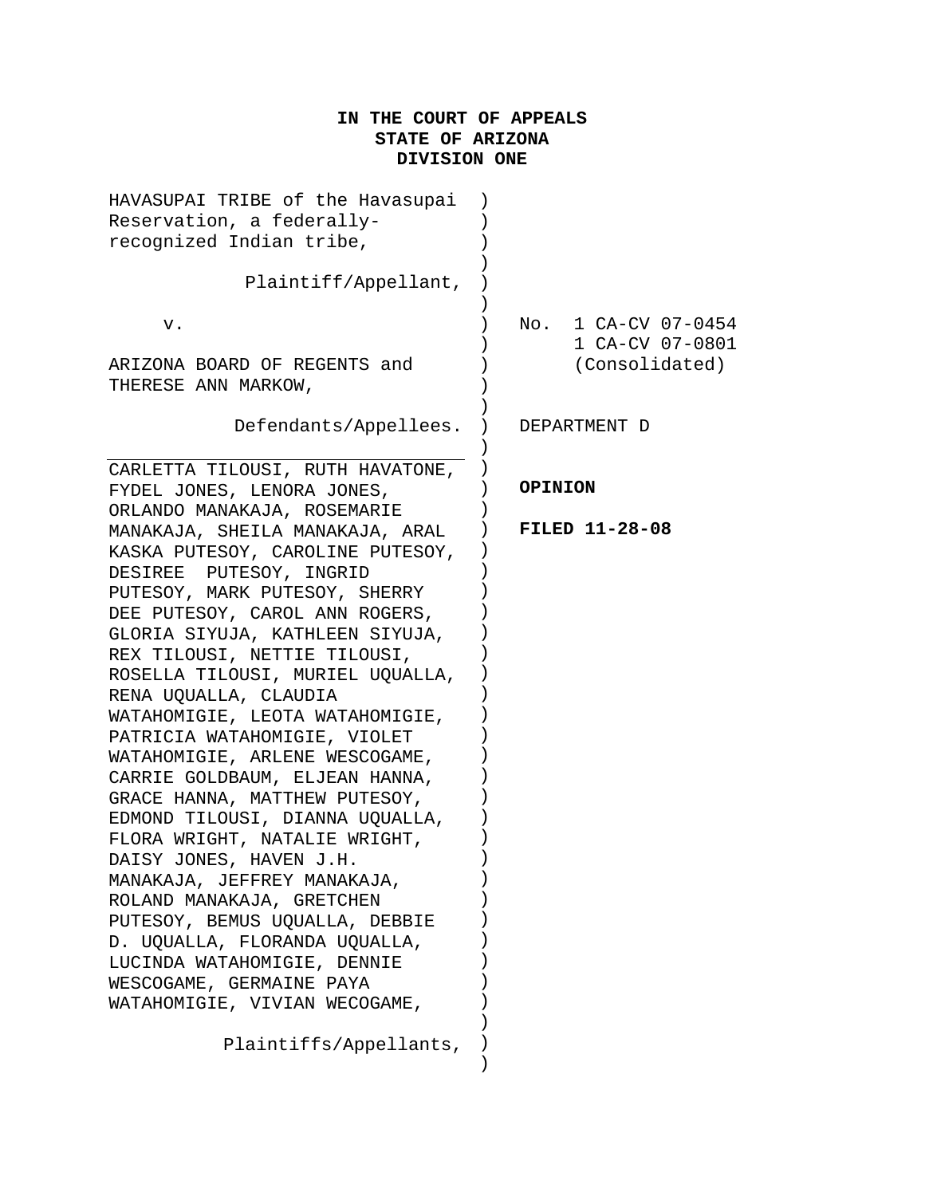**IN THE COURT OF APPEALS**
**STATE OF ARIZONA**
**DIVISION ONE**

HAVASUPAI TRIBE of the Havasupai Reservation, a federally-recognized Indian tribe,

Plaintiff/Appellant,

v.

ARIZONA BOARD OF REGENTS and THERESE ANN MARKOW,

Defendants/Appellees.

---

CARLETTA TILOUSI, RUTH HAVATONE, FYDEL JONES, LENORA JONES, ORLANDO MANAKAJA, ROSEMARIE MANAKAJA, SHEILA MANAKAJA, ARAL KASKA PUTESOY, CAROLINE PUTESOY, DESIREE PUTESOY, INGRID PUTESOY, MARK PUTESOY, SHERRY DEE PUTESOY, CAROL ANN ROGERS, GLORIA SIYUJA, KATHLEEN SIYUJA, REX TILOUSI, NETTIE TILOUSI, ROSELLA TILOUSI, MURIEL UQUALLA, RENA UQUALLA, CLAUDIA WATAHOMIGIE, LEOTA WATAHOMIGIE, PATRICIA WATAHOMIGIE, VIOLET WATAHOMIGIE, ARLENE WESCOGAME, CARRIE GOLDBAUM, ELJEAN HANNA, GRACE HANNA, MATTHEW PUTESOY, EDMOND TILOUSI, DIANNA UQUALLA, FLORA WRIGHT, NATALIE WRIGHT, DAISY JONES, HAVEN J.H. MANAKAJA, JEFFREY MANAKAJA, ROLAND MANAKAJA, GRETCHEN PUTESOY, BEMUS UQUALLA, DEBBIE D. UQUALLA, FLORANDA UQUALLA, LUCINDA WATAHOMIGIE, DENNIE WESCOGAME, GERMAINE PAYA WATAHOMIGIE, VIVIAN WECOGAME,

Plaintiffs/Appellants,

No. 1 CA-CV 07-0454
1 CA-CV 07-0801
(Consolidated)

DEPARTMENT D

**OPINION**

**FILED 11-28-08**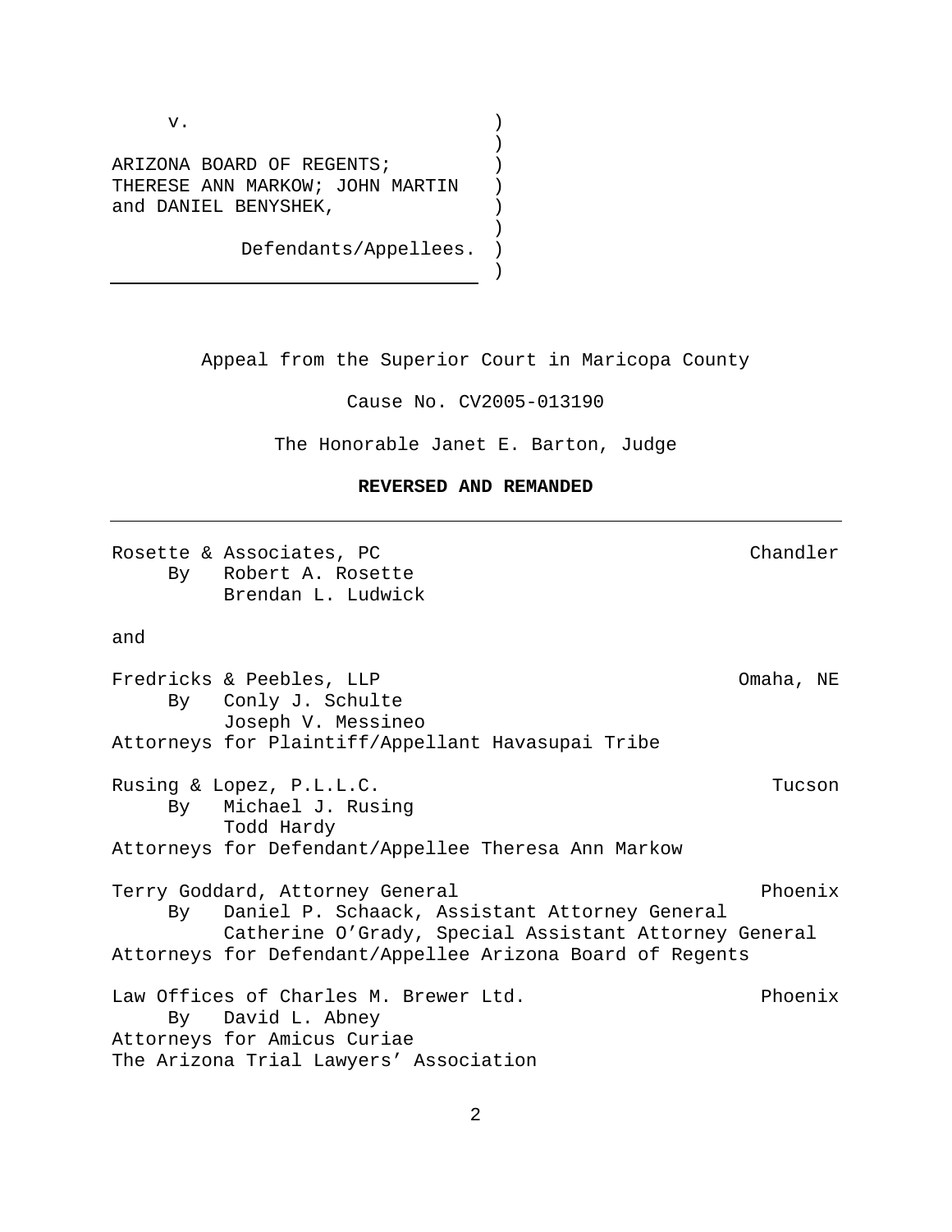v.

ARIZONA BOARD OF REGENTS; THERESE ANN MARKOW; JOHN MARTIN and DANIEL BENYSHEK,

Defendants/Appellees.

Appeal from the Superior Court in Maricopa County

Cause No. CV2005-013190

The Honorable Janet E. Barton, Judge

**REVERSED AND REMANDED**

---

Rosette & Associates, PC — Chandler
By Robert A. Rosette
Brendan L. Ludwick

and

Fredricks & Peebles, LLP — Omaha, NE
By Conly J. Schulte
Joseph V. Messineo
Attorneys for Plaintiff/Appellant Havasupai Tribe

Rusing & Lopez, P.L.L.C. — Tucson
By Michael J. Rusing
Todd Hardy
Attorneys for Defendant/Appellee Theresa Ann Markow

Terry Goddard, Attorney General — Phoenix
By Daniel P. Schaack, Assistant Attorney General
Catherine O'Grady, Special Assistant Attorney General
Attorneys for Defendant/Appellee Arizona Board of Regents

Law Offices of Charles M. Brewer Ltd. — Phoenix
By David L. Abney
Attorneys for Amicus Curiae
The Arizona Trial Lawyers' Association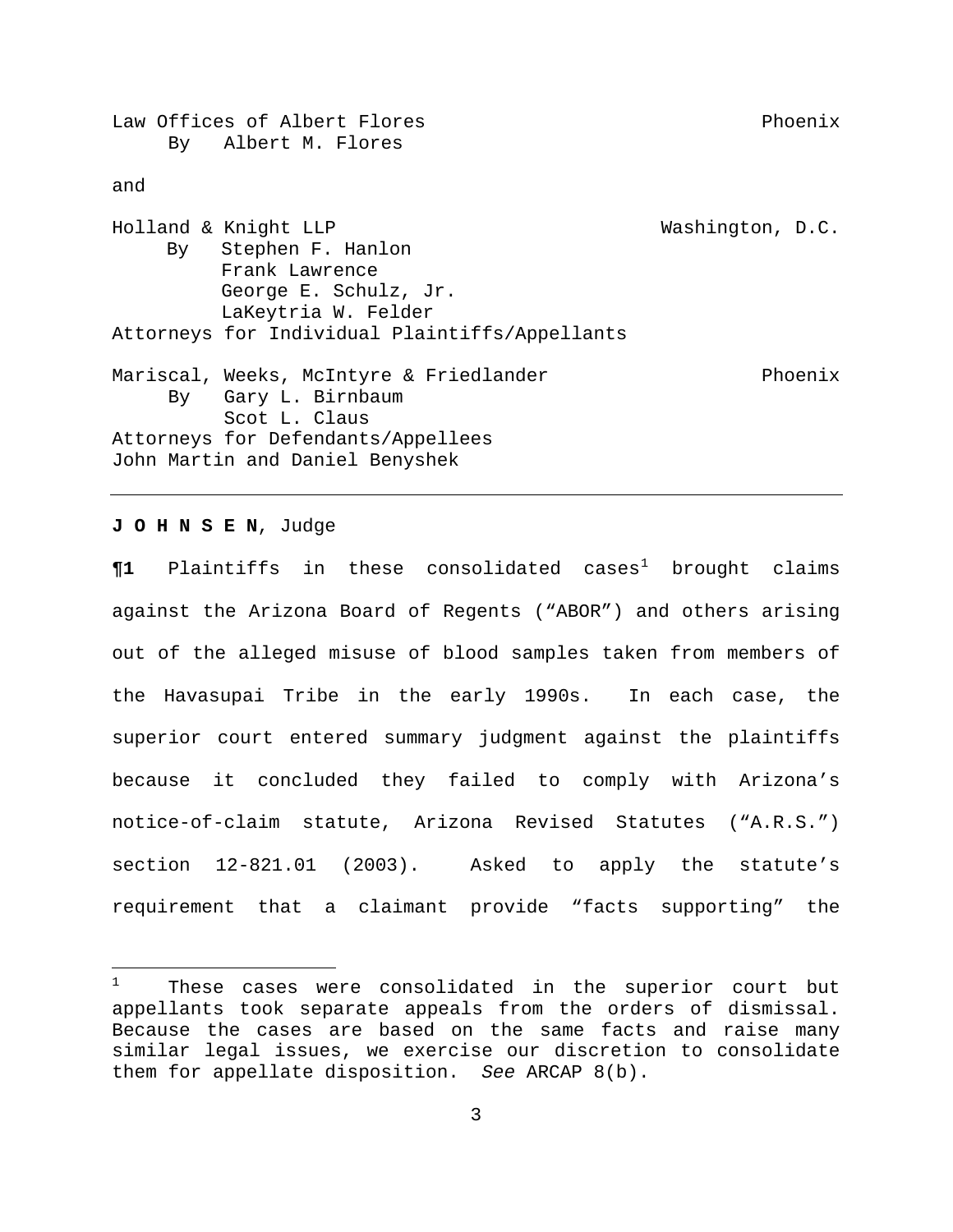Law Offices of Albert Flores — Phoenix
By Albert M. Flores

and

Holland & Knight LLP — Washington, D.C.
By Stephen F. Hanlon
Frank Lawrence
George E. Schulz, Jr.
LaKeytria W. Felder
Attorneys for Individual Plaintiffs/Appellants

Mariscal, Weeks, McIntyre & Friedlander — Phoenix
By Gary L. Birnbaum
Scot L. Claus
Attorneys for Defendants/Appellees
John Martin and Daniel Benyshek

---

**J O H N S E N**, Judge

**¶1** Plaintiffs in these consolidated cases[1] brought claims against the Arizona Board of Regents ("ABOR") and others arising out of the alleged misuse of blood samples taken from members of the Havasupai Tribe in the early 1990s. In each case, the superior court entered summary judgment against the plaintiffs because it concluded they failed to comply with Arizona's notice-of-claim statute, Arizona Revised Statutes ("A.R.S.") section 12-821.01 (2003). Asked to apply the statute's requirement that a claimant provide "facts supporting" the

---

[1] These cases were consolidated in the superior court but appellants took separate appeals from the orders of dismissal. Because the cases are based on the same facts and raise many similar legal issues, we exercise our discretion to consolidate them for appellate disposition. *See* ARCAP 8(b).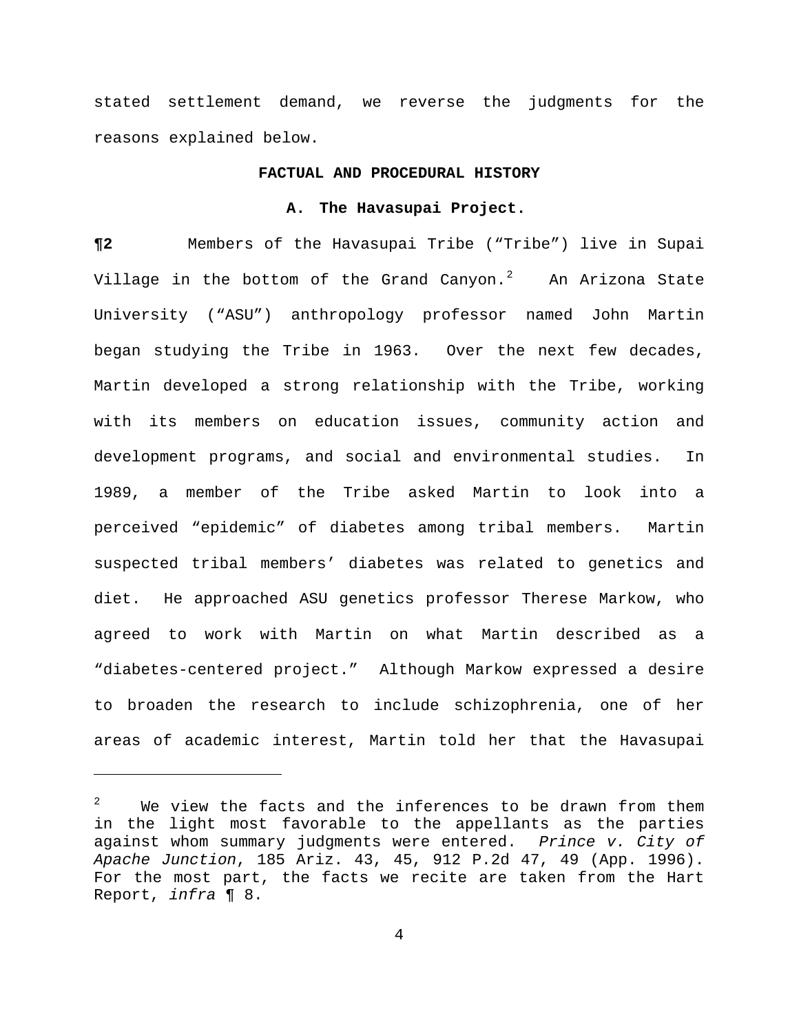stated settlement demand, we reverse the judgments for the reasons explained below.

## FACTUAL AND PROCEDURAL HISTORY

### A. The Havasupai Project.

**¶2** Members of the Havasupai Tribe ("Tribe") live in Supai Village in the bottom of the Grand Canyon.[2] An Arizona State University ("ASU") anthropology professor named John Martin began studying the Tribe in 1963. Over the next few decades, Martin developed a strong relationship with the Tribe, working with its members on education issues, community action and development programs, and social and environmental studies. In 1989, a member of the Tribe asked Martin to look into a perceived "epidemic" of diabetes among tribal members. Martin suspected tribal members' diabetes was related to genetics and diet. He approached ASU genetics professor Therese Markow, who agreed to work with Martin on what Martin described as a "diabetes-centered project." Although Markow expressed a desire to broaden the research to include schizophrenia, one of her areas of academic interest, Martin told her that the Havasupai

---

[2] We view the facts and the inferences to be drawn from them in the light most favorable to the appellants as the parties against whom summary judgments were entered. *Prince v. City of Apache Junction*, 185 Ariz. 43, 45, 912 P.2d 47, 49 (App. 1996). For the most part, the facts we recite are taken from the Hart Report, *infra* ¶ 8.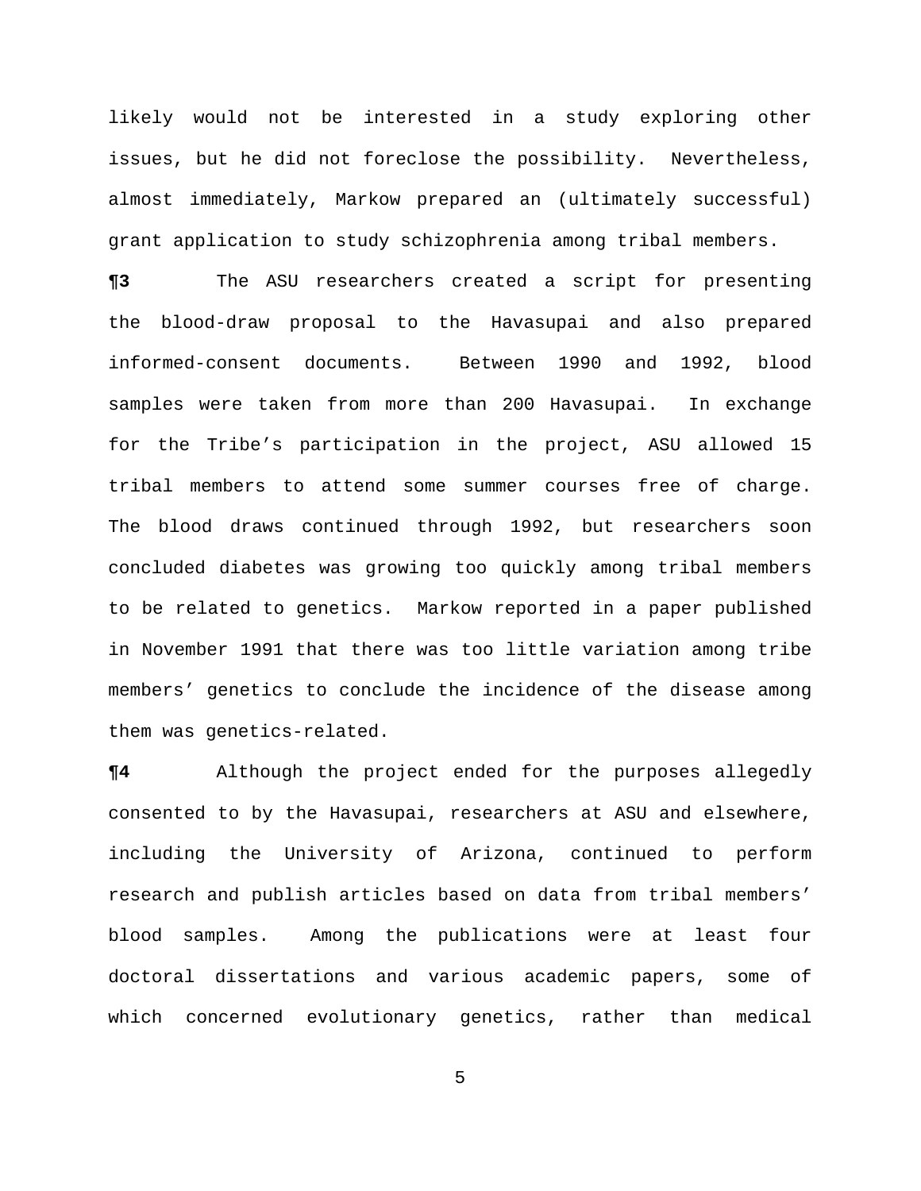likely would not be interested in a study exploring other issues, but he did not foreclose the possibility. Nevertheless, almost immediately, Markow prepared an (ultimately successful) grant application to study schizophrenia among tribal members.

**¶3** The ASU researchers created a script for presenting the blood-draw proposal to the Havasupai and also prepared informed-consent documents. Between 1990 and 1992, blood samples were taken from more than 200 Havasupai. In exchange for the Tribe's participation in the project, ASU allowed 15 tribal members to attend some summer courses free of charge. The blood draws continued through 1992, but researchers soon concluded diabetes was growing too quickly among tribal members to be related to genetics. Markow reported in a paper published in November 1991 that there was too little variation among tribe members' genetics to conclude the incidence of the disease among them was genetics-related.

**¶4** Although the project ended for the purposes allegedly consented to by the Havasupai, researchers at ASU and elsewhere, including the University of Arizona, continued to perform research and publish articles based on data from tribal members' blood samples. Among the publications were at least four doctoral dissertations and various academic papers, some of which concerned evolutionary genetics, rather than medical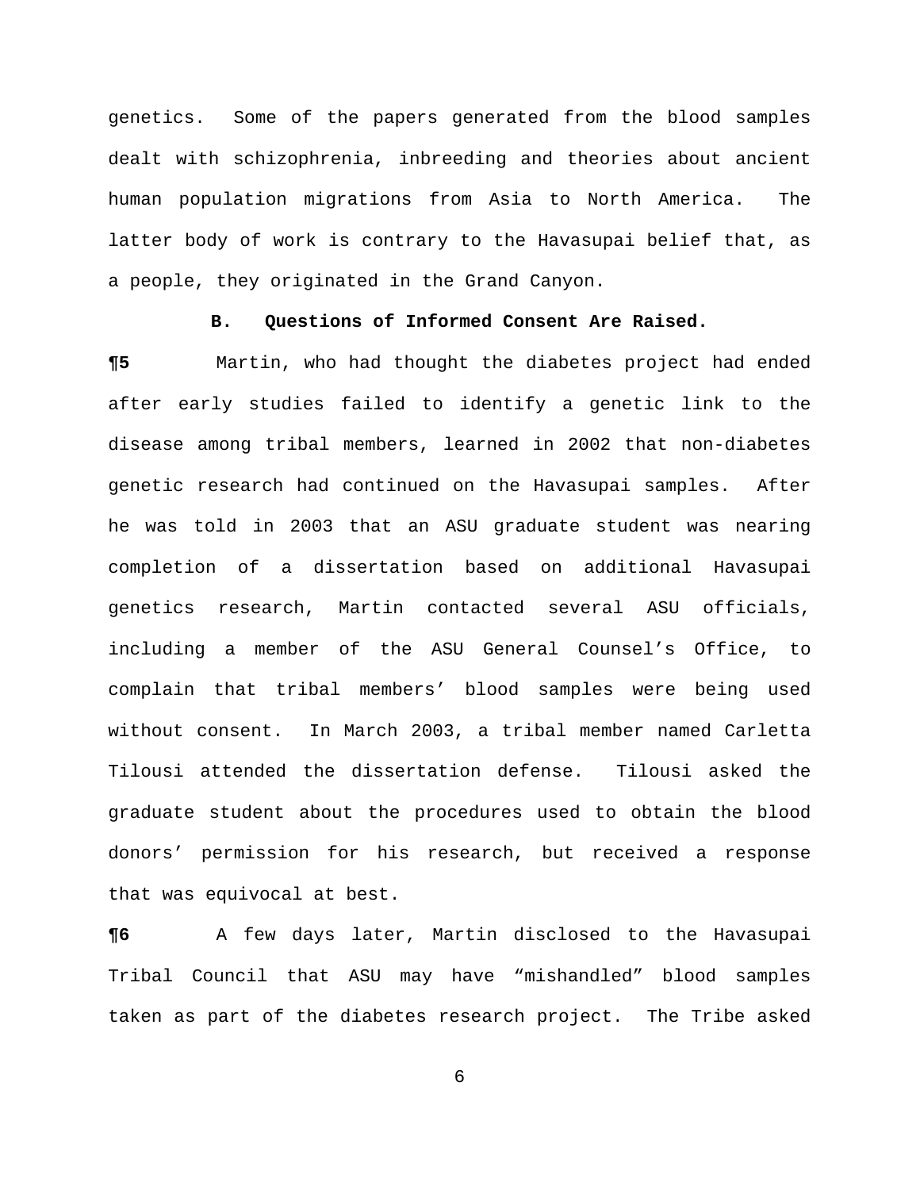genetics. Some of the papers generated from the blood samples dealt with schizophrenia, inbreeding and theories about ancient human population migrations from Asia to North America. The latter body of work is contrary to the Havasupai belief that, as a people, they originated in the Grand Canyon.

### B. Questions of Informed Consent Are Raised.

**¶5** Martin, who had thought the diabetes project had ended after early studies failed to identify a genetic link to the disease among tribal members, learned in 2002 that non-diabetes genetic research had continued on the Havasupai samples. After he was told in 2003 that an ASU graduate student was nearing completion of a dissertation based on additional Havasupai genetics research, Martin contacted several ASU officials, including a member of the ASU General Counsel's Office, to complain that tribal members' blood samples were being used without consent. In March 2003, a tribal member named Carletta Tilousi attended the dissertation defense. Tilousi asked the graduate student about the procedures used to obtain the blood donors' permission for his research, but received a response that was equivocal at best.

**¶6** A few days later, Martin disclosed to the Havasupai Tribal Council that ASU may have "mishandled" blood samples taken as part of the diabetes research project. The Tribe asked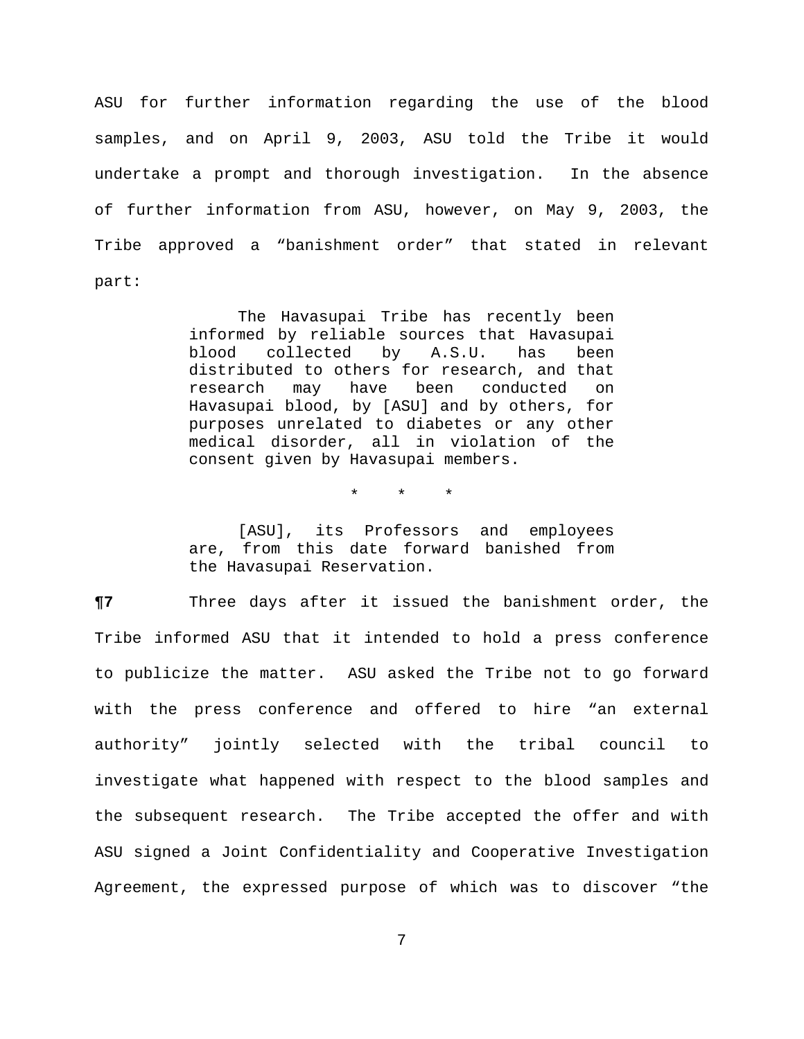ASU for further information regarding the use of the blood samples, and on April 9, 2003, ASU told the Tribe it would undertake a prompt and thorough investigation. In the absence of further information from ASU, however, on May 9, 2003, the Tribe approved a "banishment order" that stated in relevant part:

> The Havasupai Tribe has recently been informed by reliable sources that Havasupai blood collected by A.S.U. has been distributed to others for research, and that research may have been conducted on Havasupai blood, by [ASU] and by others, for purposes unrelated to diabetes or any other medical disorder, all in violation of the consent given by Havasupai members.
>
> \* \* \*
>
> [ASU], its Professors and employees are, from this date forward banished from the Havasupai Reservation.

**¶7** Three days after it issued the banishment order, the Tribe informed ASU that it intended to hold a press conference to publicize the matter. ASU asked the Tribe not to go forward with the press conference and offered to hire "an external authority" jointly selected with the tribal council to investigate what happened with respect to the blood samples and the subsequent research. The Tribe accepted the offer and with ASU signed a Joint Confidentiality and Cooperative Investigation Agreement, the expressed purpose of which was to discover "the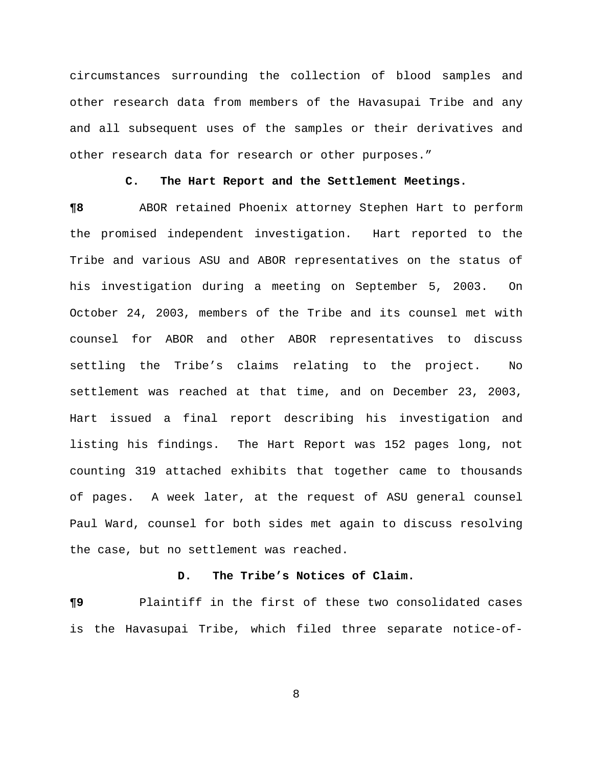circumstances surrounding the collection of blood samples and other research data from members of the Havasupai Tribe and any and all subsequent uses of the samples or their derivatives and other research data for research or other purposes."

### C. The Hart Report and the Settlement Meetings.

**¶8** ABOR retained Phoenix attorney Stephen Hart to perform the promised independent investigation. Hart reported to the Tribe and various ASU and ABOR representatives on the status of his investigation during a meeting on September 5, 2003. On October 24, 2003, members of the Tribe and its counsel met with counsel for ABOR and other ABOR representatives to discuss settling the Tribe's claims relating to the project. No settlement was reached at that time, and on December 23, 2003, Hart issued a final report describing his investigation and listing his findings. The Hart Report was 152 pages long, not counting 319 attached exhibits that together came to thousands of pages. A week later, at the request of ASU general counsel Paul Ward, counsel for both sides met again to discuss resolving the case, but no settlement was reached.

### D. The Tribe's Notices of Claim.

**¶9** Plaintiff in the first of these two consolidated cases is the Havasupai Tribe, which filed three separate notice-of-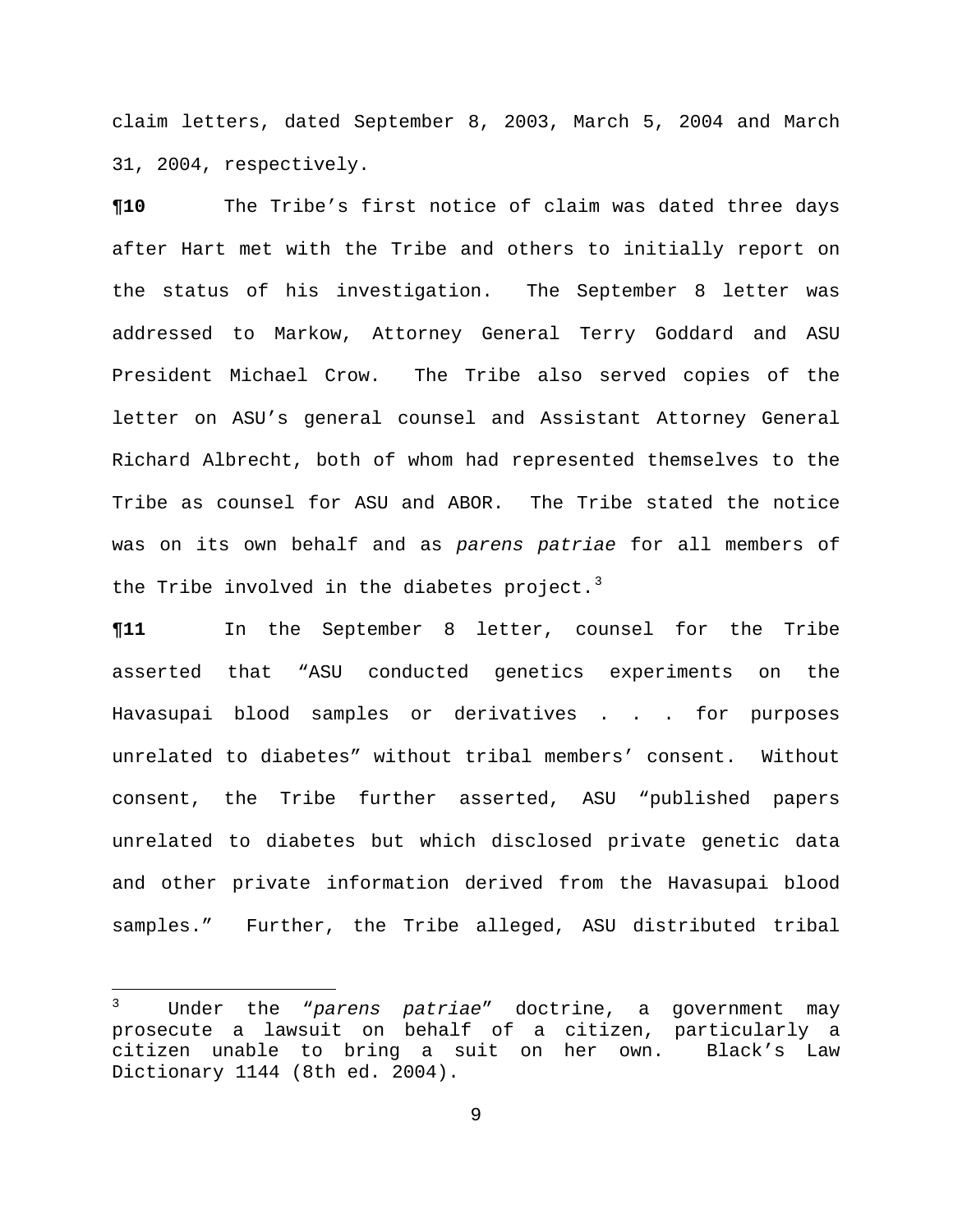claim letters, dated September 8, 2003, March 5, 2004 and March 31, 2004, respectively.

**¶10** The Tribe's first notice of claim was dated three days after Hart met with the Tribe and others to initially report on the status of his investigation. The September 8 letter was addressed to Markow, Attorney General Terry Goddard and ASU President Michael Crow. The Tribe also served copies of the letter on ASU's general counsel and Assistant Attorney General Richard Albrecht, both of whom had represented themselves to the Tribe as counsel for ASU and ABOR. The Tribe stated the notice was on its own behalf and as *parens patriae* for all members of the Tribe involved in the diabetes project.[3]

**¶11** In the September 8 letter, counsel for the Tribe asserted that "ASU conducted genetics experiments on the Havasupai blood samples or derivatives . . . for purposes unrelated to diabetes" without tribal members' consent. Without consent, the Tribe further asserted, ASU "published papers unrelated to diabetes but which disclosed private genetic data and other private information derived from the Havasupai blood samples." Further, the Tribe alleged, ASU distributed tribal

---

[3] Under the "*parens patriae*" doctrine, a government may prosecute a lawsuit on behalf of a citizen, particularly a citizen unable to bring a suit on her own. Black's Law Dictionary 1144 (8th ed. 2004).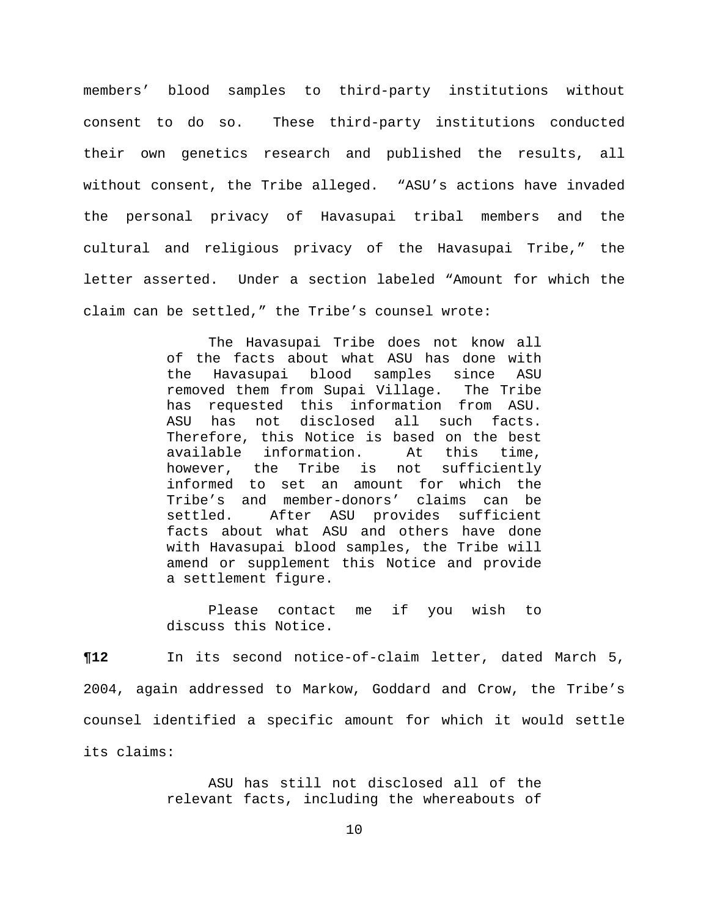members' blood samples to third-party institutions without consent to do so. These third-party institutions conducted their own genetics research and published the results, all without consent, the Tribe alleged. "ASU's actions have invaded the personal privacy of Havasupai tribal members and the cultural and religious privacy of the Havasupai Tribe," the letter asserted. Under a section labeled "Amount for which the claim can be settled," the Tribe's counsel wrote:

> The Havasupai Tribe does not know all of the facts about what ASU has done with the Havasupai blood samples since ASU removed them from Supai Village. The Tribe has requested this information from ASU. ASU has not disclosed all such facts. Therefore, this Notice is based on the best available information. At this time, however, the Tribe is not sufficiently informed to set an amount for which the Tribe's and member-donors' claims can be settled. After ASU provides sufficient facts about what ASU and others have done with Havasupai blood samples, the Tribe will amend or supplement this Notice and provide a settlement figure.
>
> Please contact me if you wish to discuss this Notice.

**¶12** In its second notice-of-claim letter, dated March 5, 2004, again addressed to Markow, Goddard and Crow, the Tribe's counsel identified a specific amount for which it would settle its claims:

> ASU has still not disclosed all of the relevant facts, including the whereabouts of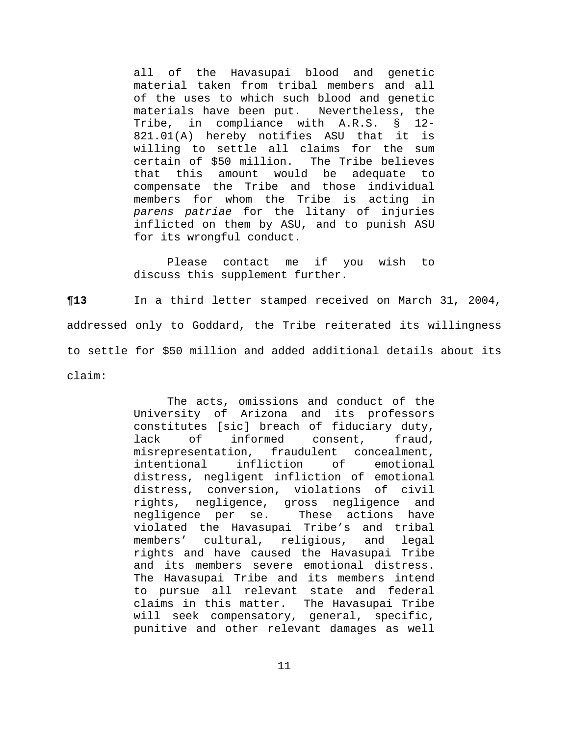> all of the Havasupai blood and genetic material taken from tribal members and all of the uses to which such blood and genetic materials have been put. Nevertheless, the Tribe, in compliance with A.R.S. § 12-821.01(A) hereby notifies ASU that it is willing to settle all claims for the sum certain of $50 million. The Tribe believes that this amount would be adequate to compensate the Tribe and those individual members for whom the Tribe is acting in *parens patriae* for the litany of injuries inflicted on them by ASU, and to punish ASU for its wrongful conduct.
>
> Please contact me if you wish to discuss this supplement further.

**¶13** In a third letter stamped received on March 31, 2004, addressed only to Goddard, the Tribe reiterated its willingness to settle for $50 million and added additional details about its claim:

> The acts, omissions and conduct of the University of Arizona and its professors constitutes [sic] breach of fiduciary duty, lack of informed consent, fraud, misrepresentation, fraudulent concealment, intentional infliction of emotional distress, negligent infliction of emotional distress, conversion, violations of civil rights, negligence, gross negligence and negligence per se. These actions have violated the Havasupai Tribe's and tribal members' cultural, religious, and legal rights and have caused the Havasupai Tribe and its members severe emotional distress. The Havasupai Tribe and its members intend to pursue all relevant state and federal claims in this matter. The Havasupai Tribe will seek compensatory, general, specific, punitive and other relevant damages as well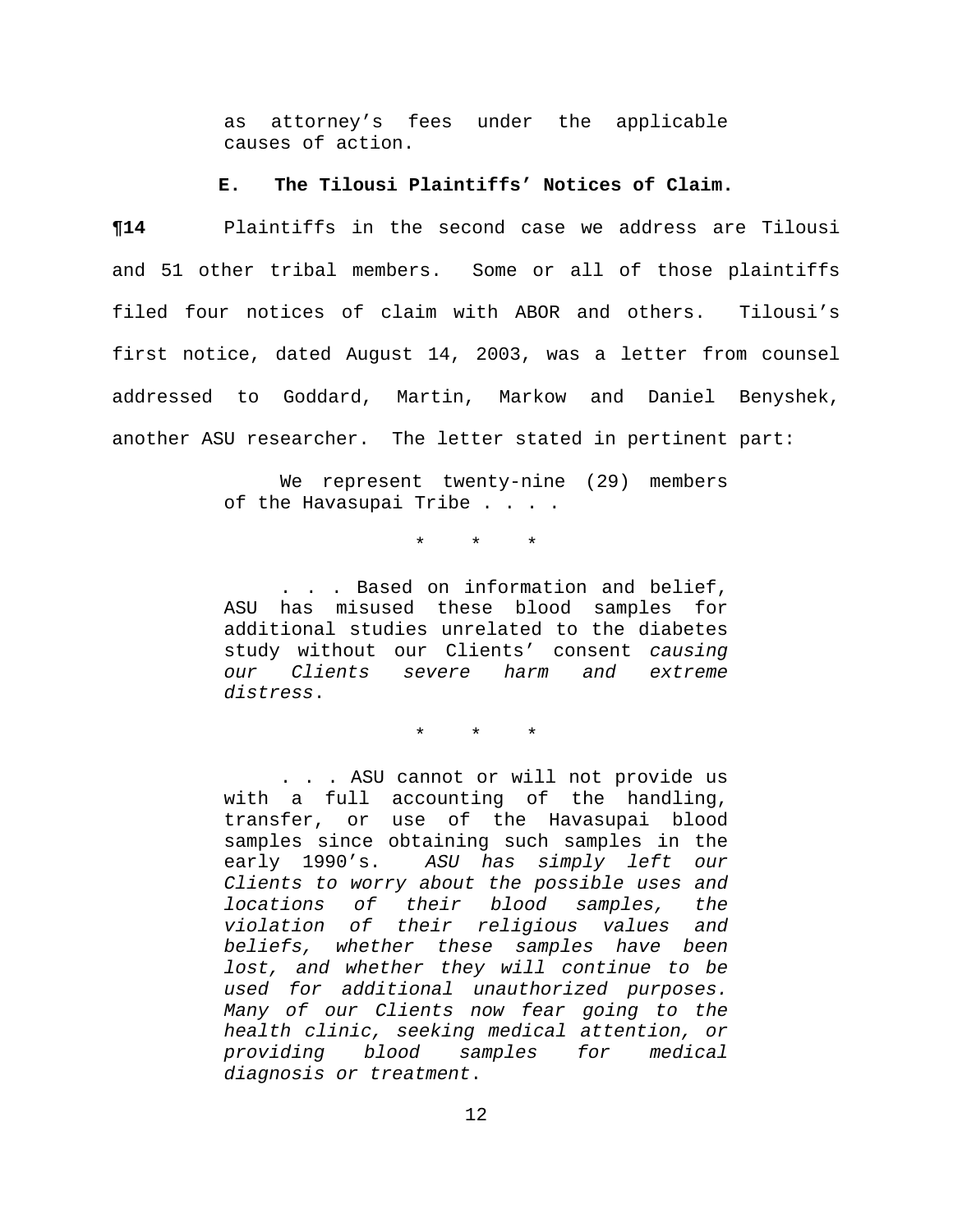> as attorney's fees under the applicable causes of action.

**E. The Tilousi Plaintiffs' Notices of Claim.**

**¶14** Plaintiffs in the second case we address are Tilousi and 51 other tribal members. Some or all of those plaintiffs filed four notices of claim with ABOR and others. Tilousi's first notice, dated August 14, 2003, was a letter from counsel addressed to Goddard, Martin, Markow and Daniel Benyshek, another ASU researcher. The letter stated in pertinent part:

> We represent twenty-nine (29) members of the Havasupai Tribe . . . .
>
> \* \* \*
>
> . . . Based on information and belief, ASU has misused these blood samples for additional studies unrelated to the diabetes study without our Clients' consent *causing our Clients severe harm and extreme distress*.
>
> \* \* \*
>
> . . . ASU cannot or will not provide us with a full accounting of the handling, transfer, or use of the Havasupai blood samples since obtaining such samples in the early 1990's. *ASU has simply left our Clients to worry about the possible uses and locations of their blood samples, the violation of their religious values and beliefs, whether these samples have been lost, and whether they will continue to be used for additional unauthorized purposes. Many of our Clients now fear going to the health clinic, seeking medical attention, or providing blood samples for medical diagnosis or treatment*.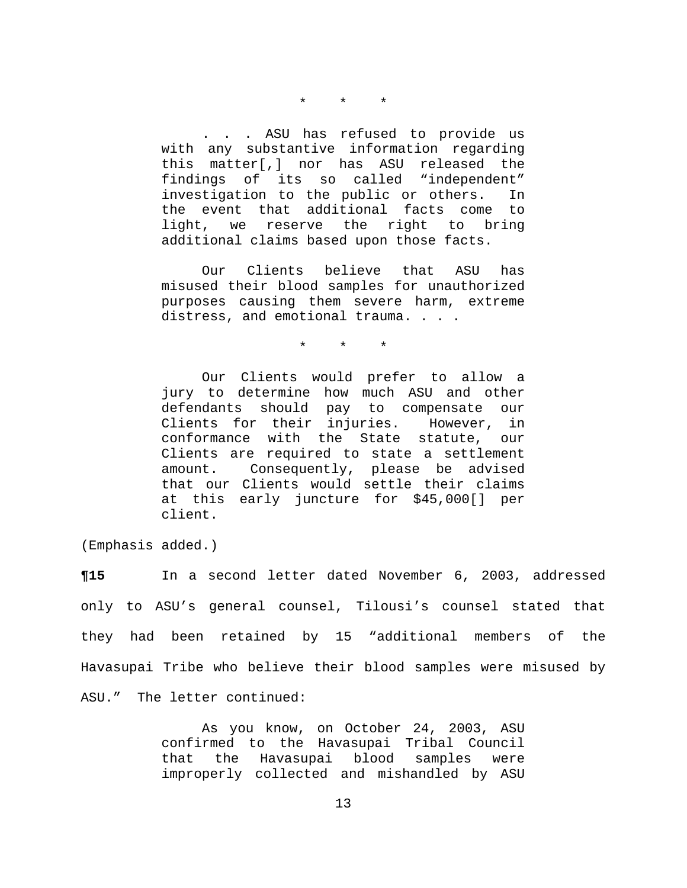\*   \*   \*

> . . . ASU has refused to provide us with any substantive information regarding this matter[,] nor has ASU released the findings of its so called "independent" investigation to the public or others. In the event that additional facts come to light, we reserve the right to bring additional claims based upon those facts.
>
> Our Clients believe that ASU has misused their blood samples for unauthorized purposes causing them severe harm, extreme distress, and emotional trauma. . . .

\*   \*   \*

> Our Clients would prefer to allow a jury to determine how much ASU and other defendants should pay to compensate our Clients for their injuries. However, in conformance with the State statute, our Clients are required to state a settlement amount. Consequently, please be advised that our Clients would settle their claims at this early juncture for $45,000[] per client.

(Emphasis added.)

**¶15** In a second letter dated November 6, 2003, addressed only to ASU's general counsel, Tilousi's counsel stated that they had been retained by 15 "additional members of the Havasupai Tribe who believe their blood samples were misused by ASU." The letter continued:

> As you know, on October 24, 2003, ASU confirmed to the Havasupai Tribal Council that the Havasupai blood samples were improperly collected and mishandled by ASU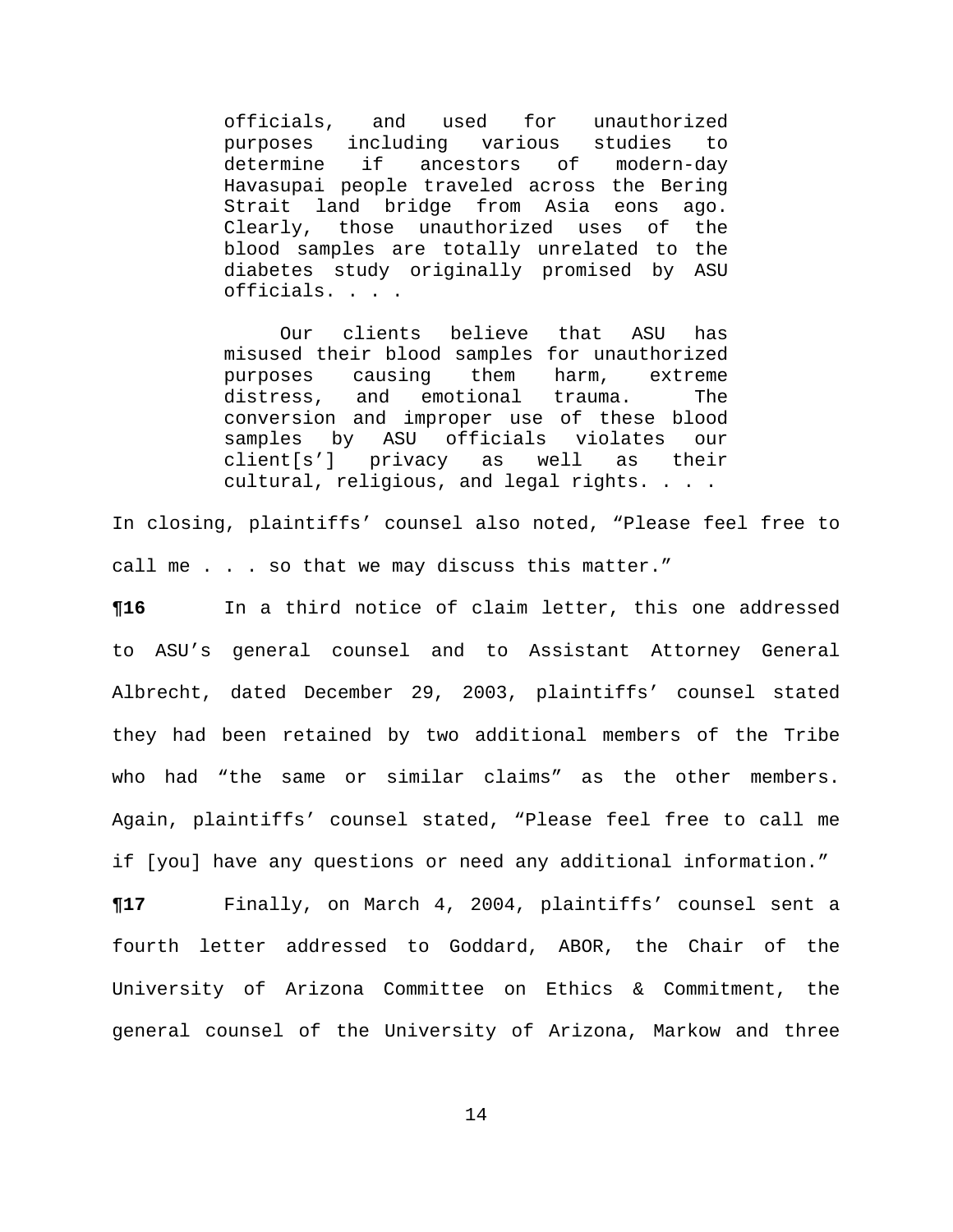> officials, and used for unauthorized purposes including various studies to determine if ancestors of modern-day Havasupai people traveled across the Bering Strait land bridge from Asia eons ago. Clearly, those unauthorized uses of the blood samples are totally unrelated to the diabetes study originally promised by ASU officials. . . .
>
> Our clients believe that ASU has misused their blood samples for unauthorized purposes causing them harm, extreme distress, and emotional trauma. The conversion and improper use of these blood samples by ASU officials violates our client[s'] privacy as well as their cultural, religious, and legal rights. . . .

In closing, plaintiffs' counsel also noted, "Please feel free to call me . . . so that we may discuss this matter."

**¶16** In a third notice of claim letter, this one addressed to ASU's general counsel and to Assistant Attorney General Albrecht, dated December 29, 2003, plaintiffs' counsel stated they had been retained by two additional members of the Tribe who had "the same or similar claims" as the other members. Again, plaintiffs' counsel stated, "Please feel free to call me if [you] have any questions or need any additional information."

**¶17** Finally, on March 4, 2004, plaintiffs' counsel sent a fourth letter addressed to Goddard, ABOR, the Chair of the University of Arizona Committee on Ethics & Commitment, the general counsel of the University of Arizona, Markow and three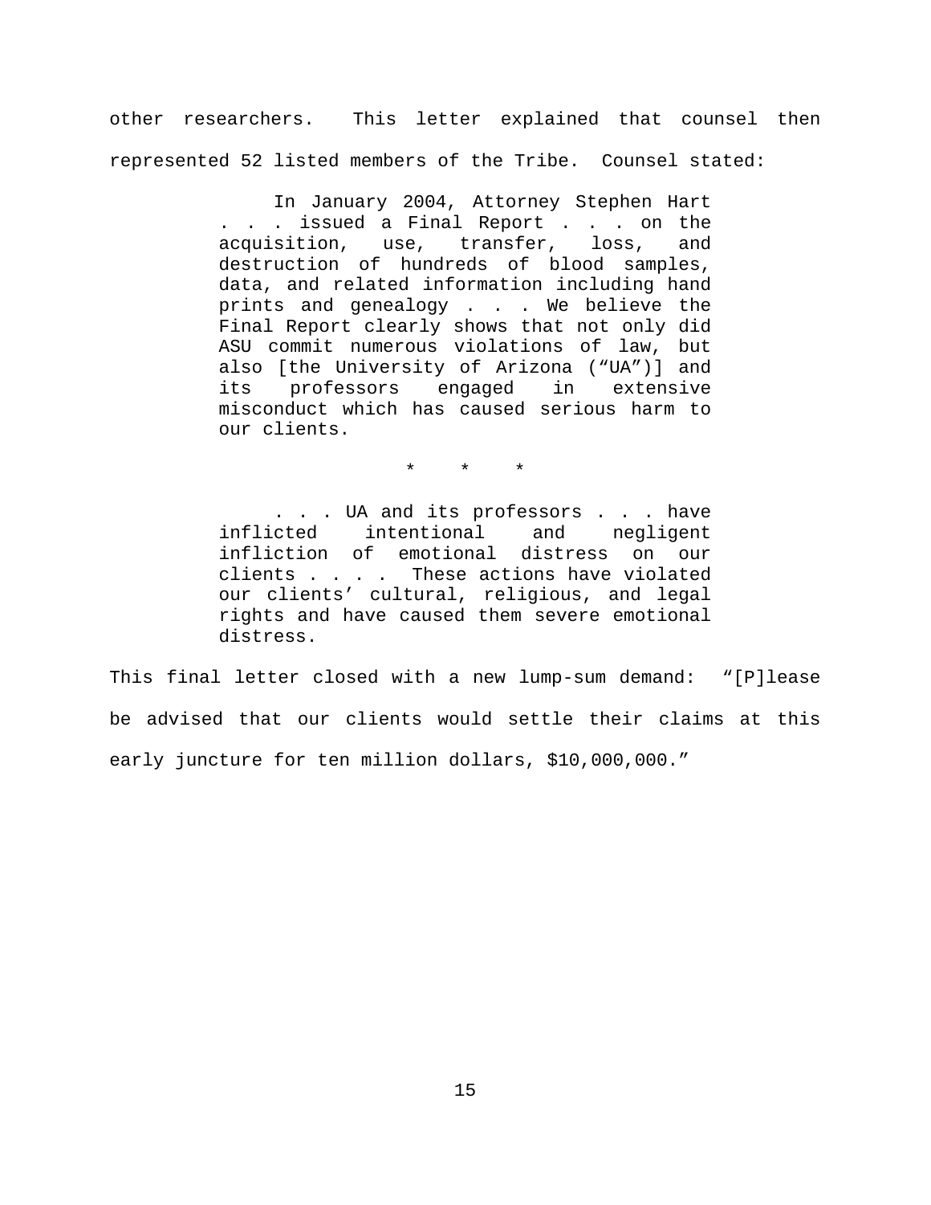other researchers. This letter explained that counsel then represented 52 listed members of the Tribe. Counsel stated:

> In January 2004, Attorney Stephen Hart . . . issued a Final Report . . . on the acquisition, use, transfer, loss, and destruction of hundreds of blood samples, data, and related information including hand prints and genealogy . . . We believe the Final Report clearly shows that not only did ASU commit numerous violations of law, but also [the University of Arizona ("UA")] and its professors engaged in extensive misconduct which has caused serious harm to our clients.
>
> \* \* \*
>
> . . . UA and its professors . . . have inflicted intentional and negligent infliction of emotional distress on our clients . . . . These actions have violated our clients' cultural, religious, and legal rights and have caused them severe emotional distress.

This final letter closed with a new lump-sum demand: "[P]lease be advised that our clients would settle their claims at this early juncture for ten million dollars, $10,000,000."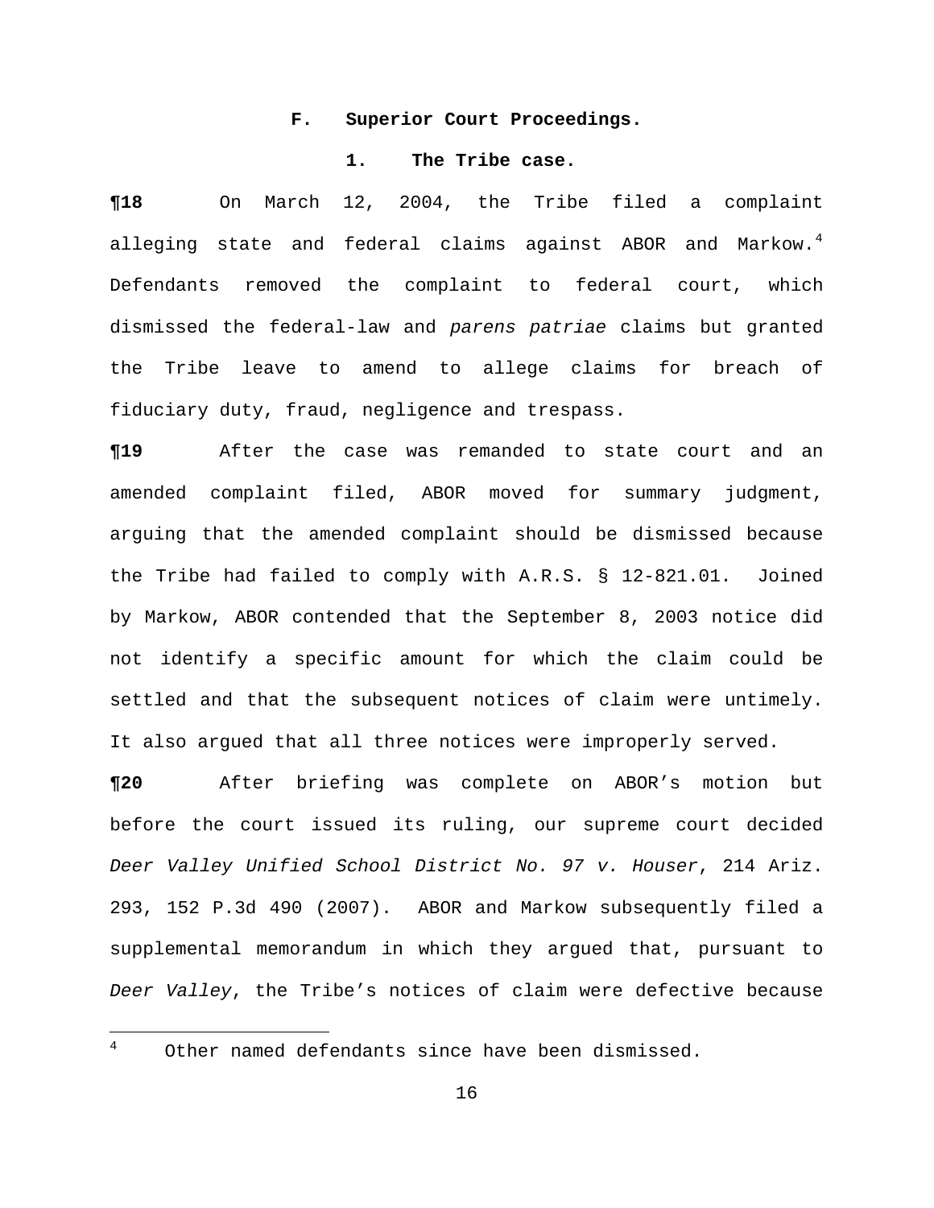### F. Superior Court Proceedings.

#### 1. The Tribe case.

**¶18** On March 12, 2004, the Tribe filed a complaint alleging state and federal claims against ABOR and Markow.[4] Defendants removed the complaint to federal court, which dismissed the federal-law and *parens patriae* claims but granted the Tribe leave to amend to allege claims for breach of fiduciary duty, fraud, negligence and trespass.

**¶19** After the case was remanded to state court and an amended complaint filed, ABOR moved for summary judgment, arguing that the amended complaint should be dismissed because the Tribe had failed to comply with A.R.S. § 12-821.01. Joined by Markow, ABOR contended that the September 8, 2003 notice did not identify a specific amount for which the claim could be settled and that the subsequent notices of claim were untimely. It also argued that all three notices were improperly served.

**¶20** After briefing was complete on ABOR's motion but before the court issued its ruling, our supreme court decided *Deer Valley Unified School District No. 97 v. Houser*, 214 Ariz. 293, 152 P.3d 490 (2007). ABOR and Markow subsequently filed a supplemental memorandum in which they argued that, pursuant to *Deer Valley*, the Tribe's notices of claim were defective because

---

[4] Other named defendants since have been dismissed.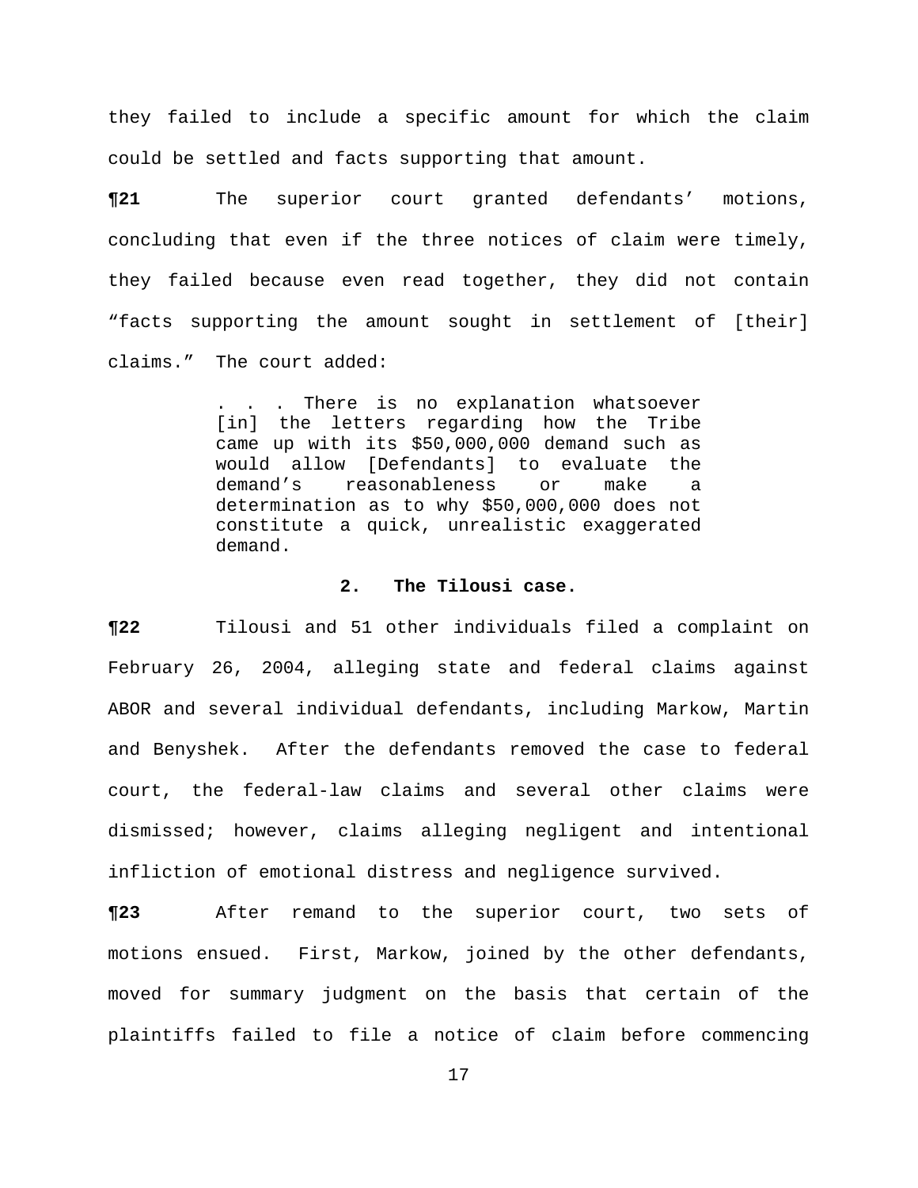they failed to include a specific amount for which the claim could be settled and facts supporting that amount.

**¶21** The superior court granted defendants' motions, concluding that even if the three notices of claim were timely, they failed because even read together, they did not contain "facts supporting the amount sought in settlement of [their] claims." The court added:

> . . . There is no explanation whatsoever [in] the letters regarding how the Tribe came up with its $50,000,000 demand such as would allow [Defendants] to evaluate the demand's reasonableness or make a determination as to why $50,000,000 does not constitute a quick, unrealistic exaggerated demand.

### 2. The Tilousi case.

**¶22** Tilousi and 51 other individuals filed a complaint on February 26, 2004, alleging state and federal claims against ABOR and several individual defendants, including Markow, Martin and Benyshek. After the defendants removed the case to federal court, the federal-law claims and several other claims were dismissed; however, claims alleging negligent and intentional infliction of emotional distress and negligence survived.

**¶23** After remand to the superior court, two sets of motions ensued. First, Markow, joined by the other defendants, moved for summary judgment on the basis that certain of the plaintiffs failed to file a notice of claim before commencing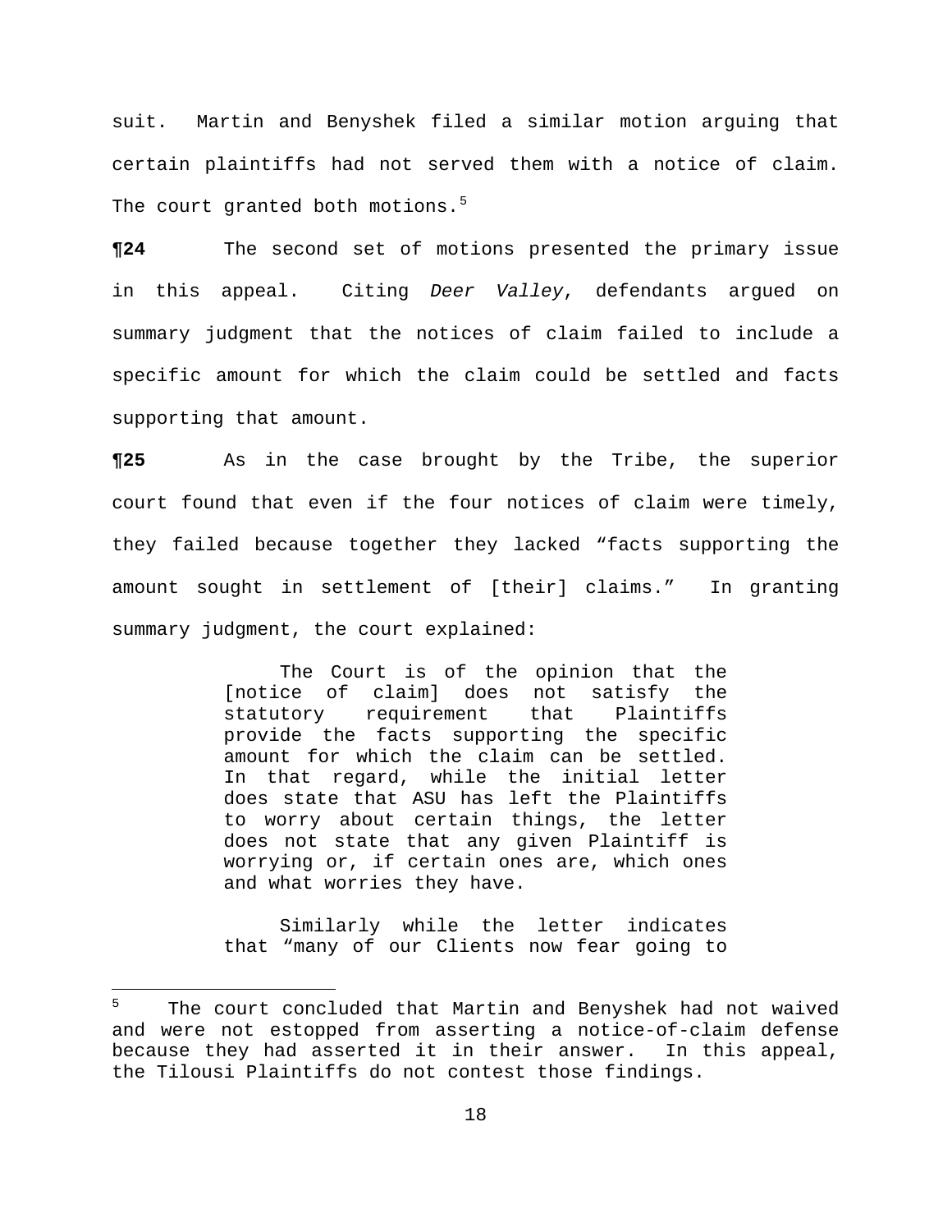suit. Martin and Benyshek filed a similar motion arguing that certain plaintiffs had not served them with a notice of claim. The court granted both motions.[5]

**¶24** The second set of motions presented the primary issue in this appeal. Citing *Deer Valley*, defendants argued on summary judgment that the notices of claim failed to include a specific amount for which the claim could be settled and facts supporting that amount.

**¶25** As in the case brought by the Tribe, the superior court found that even if the four notices of claim were timely, they failed because together they lacked "facts supporting the amount sought in settlement of [their] claims." In granting summary judgment, the court explained:

> The Court is of the opinion that the [notice of claim] does not satisfy the statutory requirement that Plaintiffs provide the facts supporting the specific amount for which the claim can be settled. In that regard, while the initial letter does state that ASU has left the Plaintiffs to worry about certain things, the letter does not state that any given Plaintiff is worrying or, if certain ones are, which ones and what worries they have.
>
> Similarly while the letter indicates that "many of our Clients now fear going to

---

[5] The court concluded that Martin and Benyshek had not waived and were not estopped from asserting a notice-of-claim defense because they had asserted it in their answer. In this appeal, the Tilousi Plaintiffs do not contest those findings.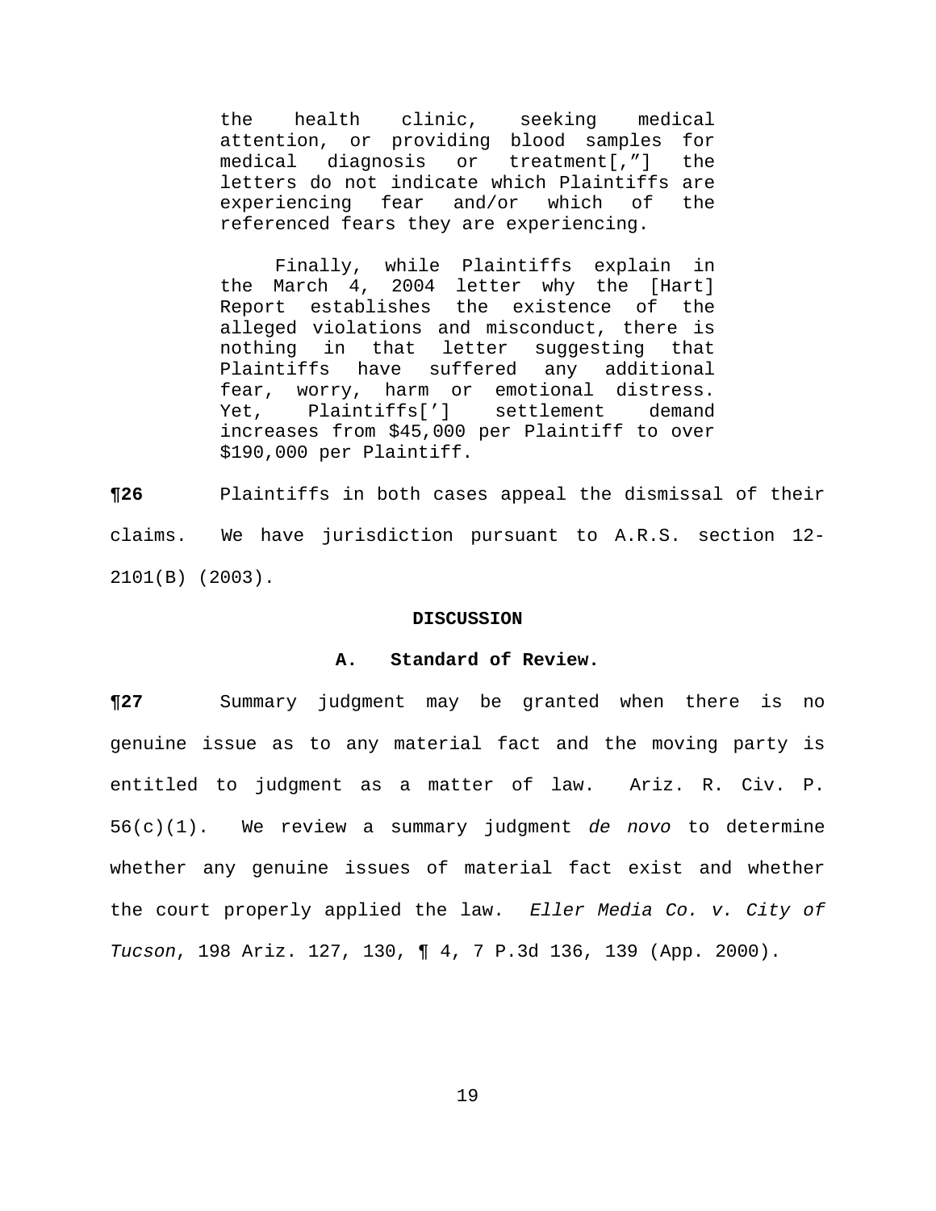> the health clinic, seeking medical attention, or providing blood samples for medical diagnosis or treatment[,"] the letters do not indicate which Plaintiffs are experiencing fear and/or which of the referenced fears they are experiencing.
>
> Finally, while Plaintiffs explain in the March 4, 2004 letter why the [Hart] Report establishes the existence of the alleged violations and misconduct, there is nothing in that letter suggesting that Plaintiffs have suffered any additional fear, worry, harm or emotional distress. Yet, Plaintiffs['] settlement demand increases from $45,000 per Plaintiff to over $190,000 per Plaintiff.

**¶26** Plaintiffs in both cases appeal the dismissal of their claims. We have jurisdiction pursuant to A.R.S. section 12-2101(B) (2003).

## DISCUSSION

### A. Standard of Review.

**¶27** Summary judgment may be granted when there is no genuine issue as to any material fact and the moving party is entitled to judgment as a matter of law. Ariz. R. Civ. P. 56(c)(1). We review a summary judgment *de novo* to determine whether any genuine issues of material fact exist and whether the court properly applied the law. *Eller Media Co. v. City of Tucson*, 198 Ariz. 127, 130, ¶ 4, 7 P.3d 136, 139 (App. 2000).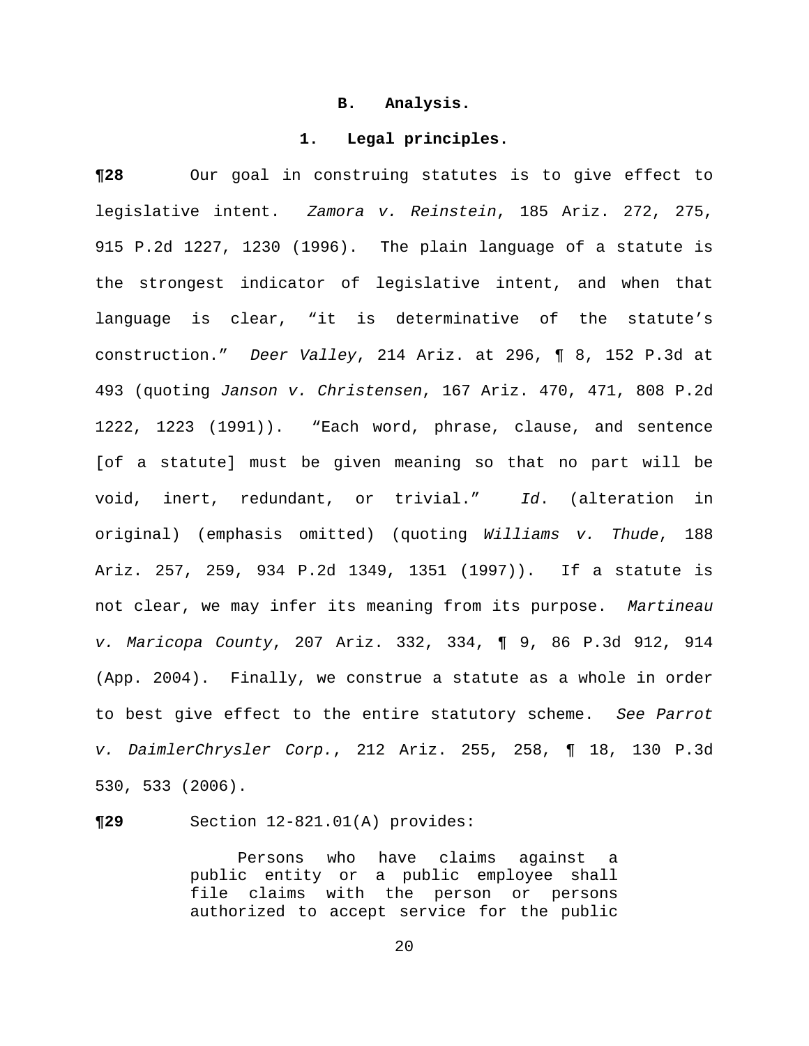### B. Analysis.

#### 1. Legal principles.

**¶28** Our goal in construing statutes is to give effect to legislative intent. *Zamora v. Reinstein*, 185 Ariz. 272, 275, 915 P.2d 1227, 1230 (1996). The plain language of a statute is the strongest indicator of legislative intent, and when that language is clear, "it is determinative of the statute's construction." *Deer Valley*, 214 Ariz. at 296, ¶ 8, 152 P.3d at 493 (quoting *Janson v. Christensen*, 167 Ariz. 470, 471, 808 P.2d 1222, 1223 (1991)). "Each word, phrase, clause, and sentence [of a statute] must be given meaning so that no part will be void, inert, redundant, or trivial." *Id*. (alteration in original) (emphasis omitted) (quoting *Williams v. Thude*, 188 Ariz. 257, 259, 934 P.2d 1349, 1351 (1997)). If a statute is not clear, we may infer its meaning from its purpose. *Martineau v. Maricopa County*, 207 Ariz. 332, 334, ¶ 9, 86 P.3d 912, 914 (App. 2004). Finally, we construe a statute as a whole in order to best give effect to the entire statutory scheme. *See Parrot v. DaimlerChrysler Corp.*, 212 Ariz. 255, 258, ¶ 18, 130 P.3d 530, 533 (2006).

**¶29** Section 12-821.01(A) provides:

> Persons who have claims against a public entity or a public employee shall file claims with the person or persons authorized to accept service for the public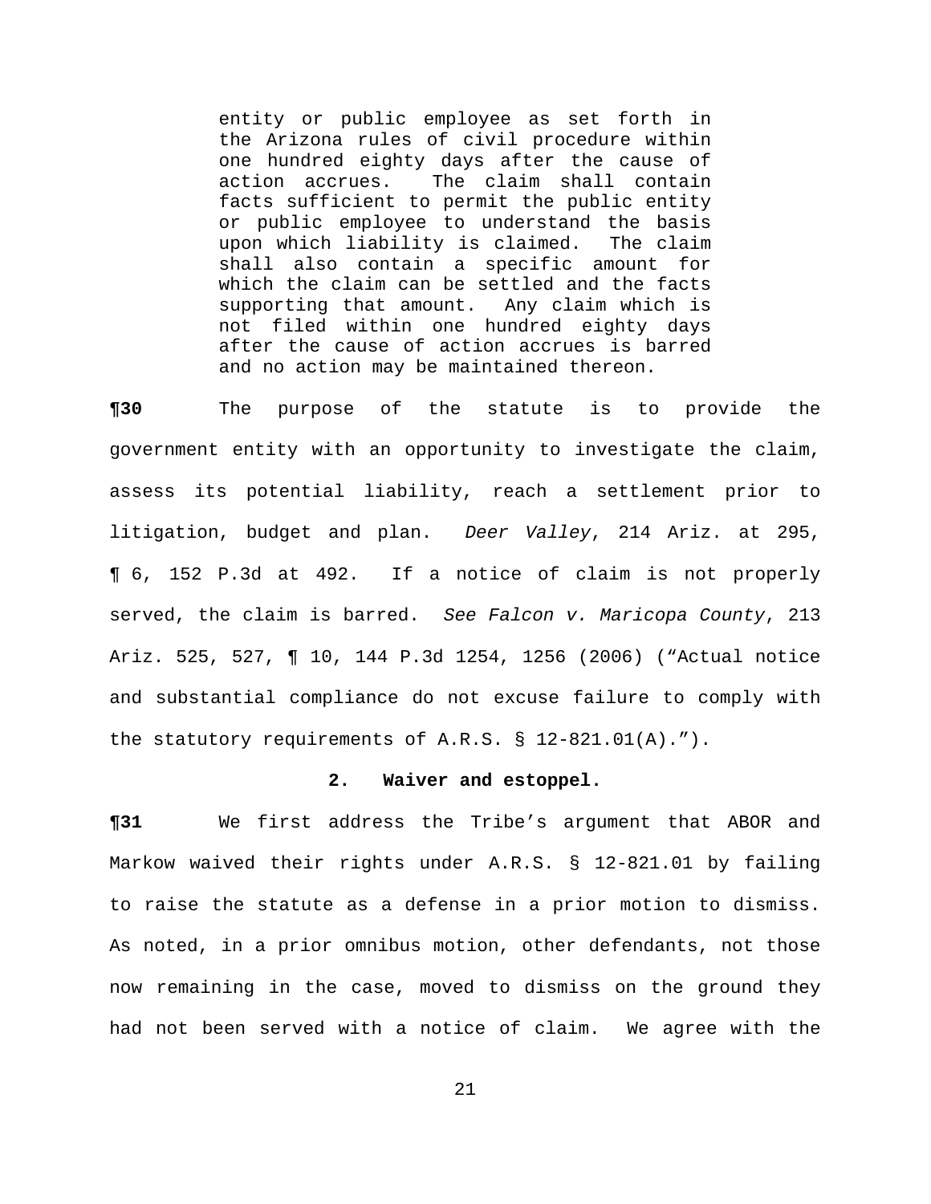> entity or public employee as set forth in the Arizona rules of civil procedure within one hundred eighty days after the cause of action accrues. The claim shall contain facts sufficient to permit the public entity or public employee to understand the basis upon which liability is claimed. The claim shall also contain a specific amount for which the claim can be settled and the facts supporting that amount. Any claim which is not filed within one hundred eighty days after the cause of action accrues is barred and no action may be maintained thereon.

**¶30** The purpose of the statute is to provide the government entity with an opportunity to investigate the claim, assess its potential liability, reach a settlement prior to litigation, budget and plan. *Deer Valley*, 214 Ariz. at 295, ¶ 6, 152 P.3d at 492. If a notice of claim is not properly served, the claim is barred. *See Falcon v. Maricopa County*, 213 Ariz. 525, 527, ¶ 10, 144 P.3d 1254, 1256 (2006) ("Actual notice and substantial compliance do not excuse failure to comply with the statutory requirements of A.R.S. § 12-821.01(A).").

**2. Waiver and estoppel.**

**¶31** We first address the Tribe's argument that ABOR and Markow waived their rights under A.R.S. § 12-821.01 by failing to raise the statute as a defense in a prior motion to dismiss. As noted, in a prior omnibus motion, other defendants, not those now remaining in the case, moved to dismiss on the ground they had not been served with a notice of claim. We agree with the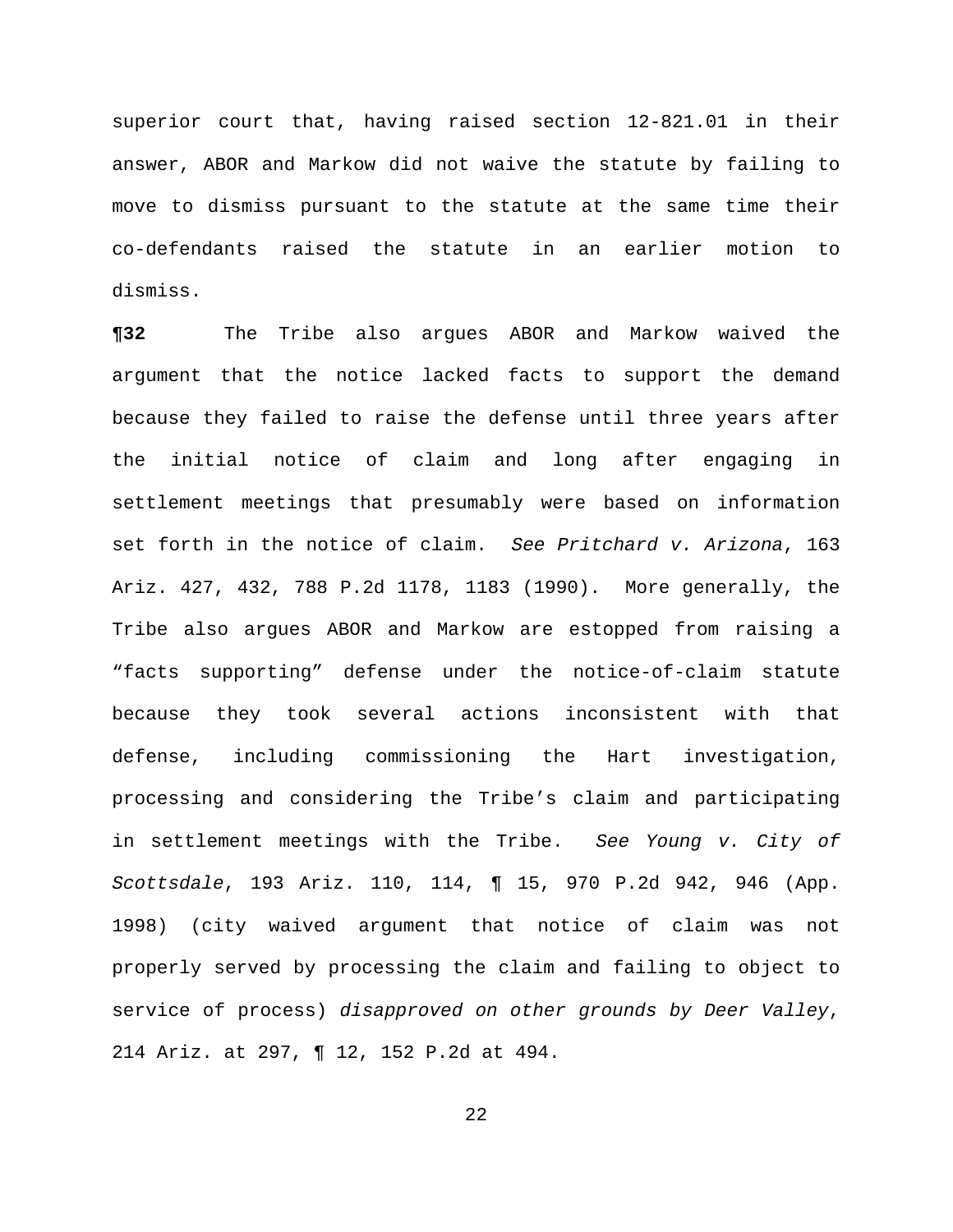superior court that, having raised section 12-821.01 in their answer, ABOR and Markow did not waive the statute by failing to move to dismiss pursuant to the statute at the same time their co-defendants raised the statute in an earlier motion to dismiss.

**¶32** The Tribe also argues ABOR and Markow waived the argument that the notice lacked facts to support the demand because they failed to raise the defense until three years after the initial notice of claim and long after engaging in settlement meetings that presumably were based on information set forth in the notice of claim. *See Pritchard v. Arizona*, 163 Ariz. 427, 432, 788 P.2d 1178, 1183 (1990). More generally, the Tribe also argues ABOR and Markow are estopped from raising a "facts supporting" defense under the notice-of-claim statute because they took several actions inconsistent with that defense, including commissioning the Hart investigation, processing and considering the Tribe's claim and participating in settlement meetings with the Tribe. *See Young v. City of Scottsdale*, 193 Ariz. 110, 114, ¶ 15, 970 P.2d 942, 946 (App. 1998) (city waived argument that notice of claim was not properly served by processing the claim and failing to object to service of process) *disapproved on other grounds by Deer Valley*, 214 Ariz. at 297, ¶ 12, 152 P.2d at 494.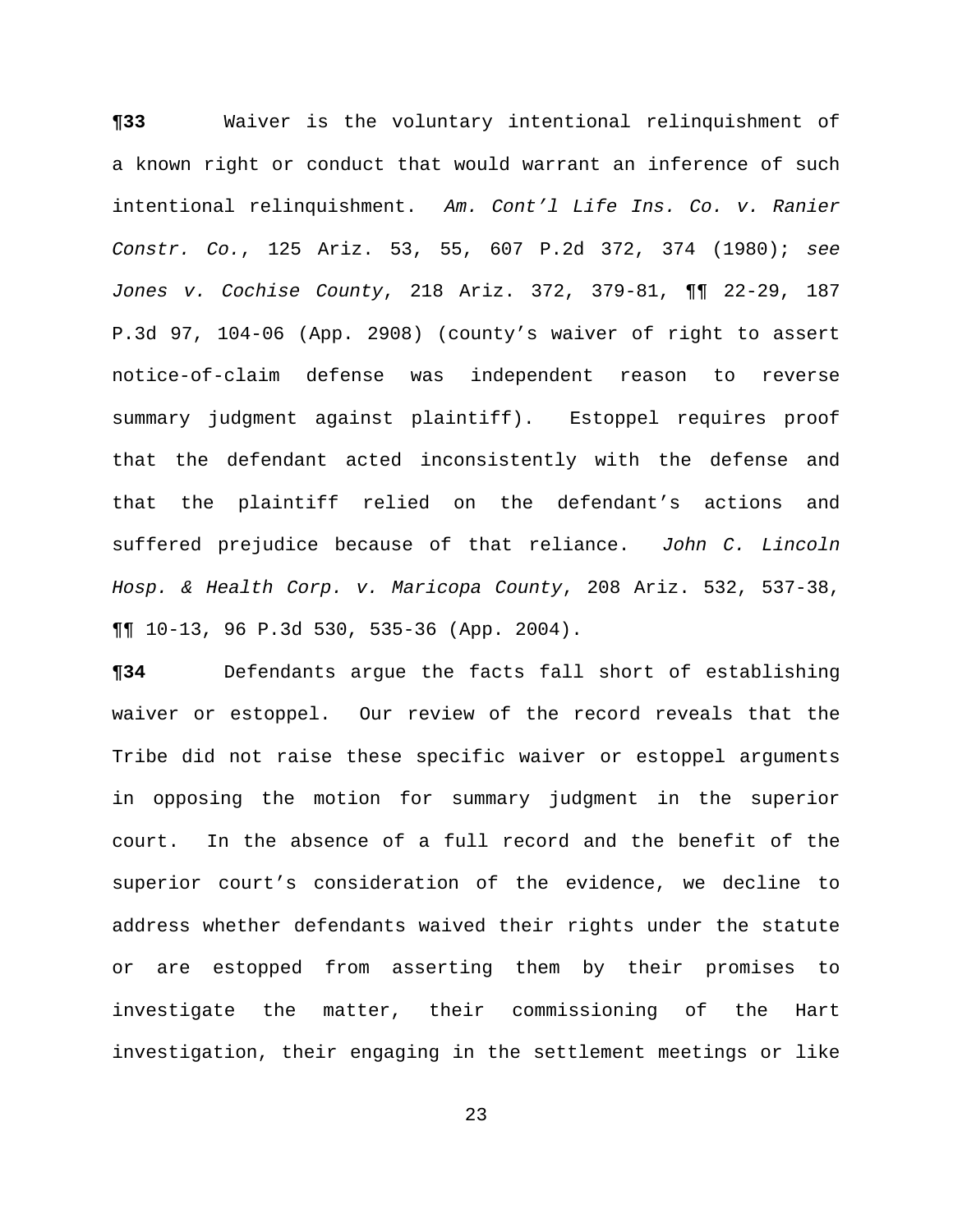**¶33** Waiver is the voluntary intentional relinquishment of a known right or conduct that would warrant an inference of such intentional relinquishment. *Am. Cont'l Life Ins. Co. v. Ranier Constr. Co.*, 125 Ariz. 53, 55, 607 P.2d 372, 374 (1980); *see Jones v. Cochise County*, 218 Ariz. 372, 379-81, ¶¶ 22-29, 187 P.3d 97, 104-06 (App. 2908) (county's waiver of right to assert notice-of-claim defense was independent reason to reverse summary judgment against plaintiff). Estoppel requires proof that the defendant acted inconsistently with the defense and that the plaintiff relied on the defendant's actions and suffered prejudice because of that reliance. *John C. Lincoln Hosp. & Health Corp. v. Maricopa County*, 208 Ariz. 532, 537-38, ¶¶ 10-13, 96 P.3d 530, 535-36 (App. 2004).

**¶34** Defendants argue the facts fall short of establishing waiver or estoppel. Our review of the record reveals that the Tribe did not raise these specific waiver or estoppel arguments in opposing the motion for summary judgment in the superior court. In the absence of a full record and the benefit of the superior court's consideration of the evidence, we decline to address whether defendants waived their rights under the statute or are estopped from asserting them by their promises to investigate the matter, their commissioning of the Hart investigation, their engaging in the settlement meetings or like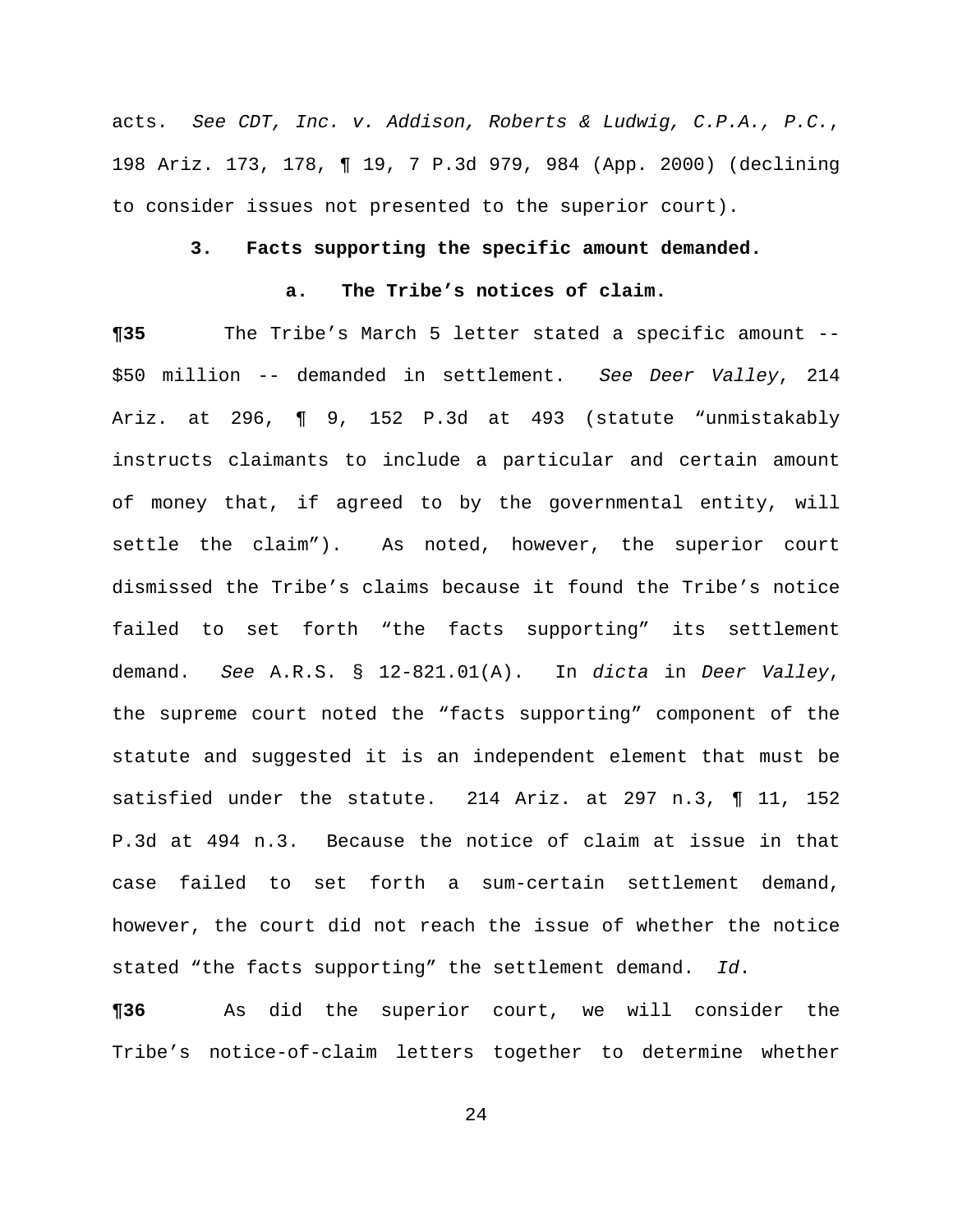acts. *See CDT, Inc. v. Addison, Roberts & Ludwig, C.P.A., P.C.*, 198 Ariz. 173, 178, ¶ 19, 7 P.3d 979, 984 (App. 2000) (declining to consider issues not presented to the superior court).

**3. Facts supporting the specific amount demanded.**

**a. The Tribe's notices of claim.**

**¶35** The Tribe's March 5 letter stated a specific amount -- $50 million -- demanded in settlement. *See Deer Valley*, 214 Ariz. at 296, ¶ 9, 152 P.3d at 493 (statute "unmistakably instructs claimants to include a particular and certain amount of money that, if agreed to by the governmental entity, will settle the claim"). As noted, however, the superior court dismissed the Tribe's claims because it found the Tribe's notice failed to set forth "the facts supporting" its settlement demand. *See* A.R.S. § 12-821.01(A). In *dicta* in *Deer Valley*, the supreme court noted the "facts supporting" component of the statute and suggested it is an independent element that must be satisfied under the statute. 214 Ariz. at 297 n.3, ¶ 11, 152 P.3d at 494 n.3. Because the notice of claim at issue in that case failed to set forth a sum-certain settlement demand, however, the court did not reach the issue of whether the notice stated "the facts supporting" the settlement demand. *Id*.

**¶36** As did the superior court, we will consider the Tribe's notice-of-claim letters together to determine whether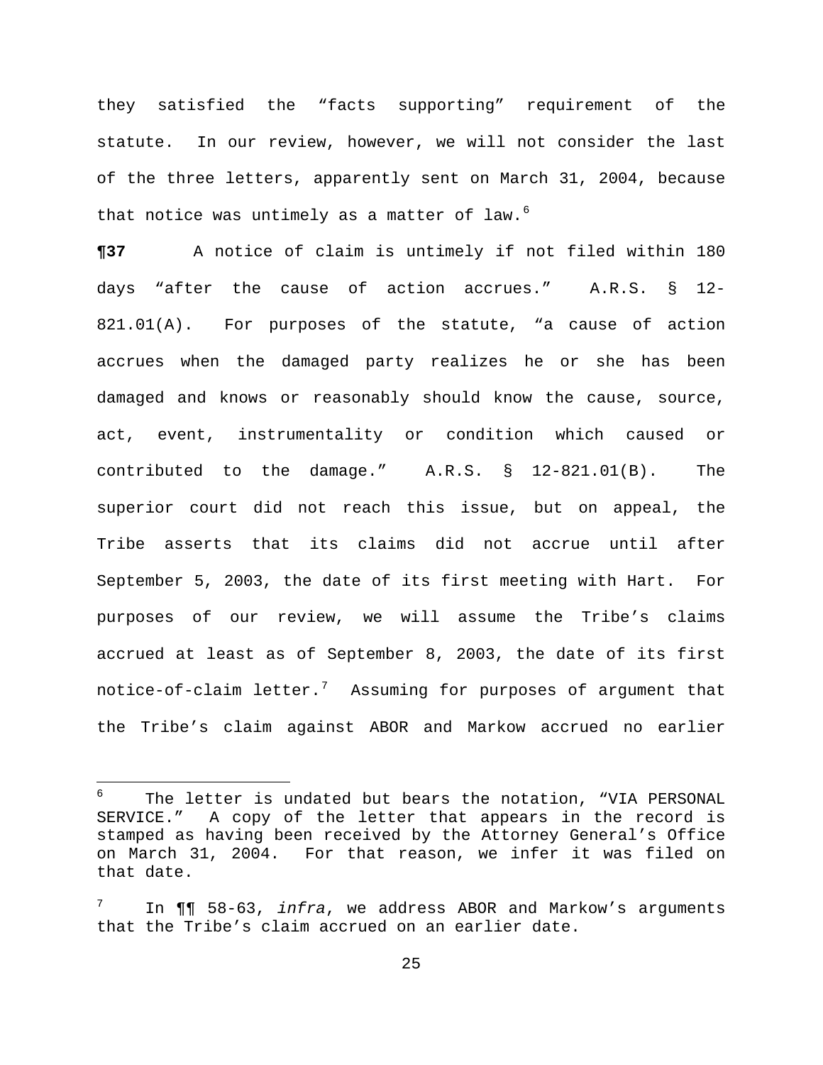they satisfied the "facts supporting" requirement of the statute. In our review, however, we will not consider the last of the three letters, apparently sent on March 31, 2004, because that notice was untimely as a matter of law.[6]

**¶37** A notice of claim is untimely if not filed within 180 days "after the cause of action accrues." A.R.S. § 12-821.01(A). For purposes of the statute, "a cause of action accrues when the damaged party realizes he or she has been damaged and knows or reasonably should know the cause, source, act, event, instrumentality or condition which caused or contributed to the damage." A.R.S. § 12-821.01(B). The superior court did not reach this issue, but on appeal, the Tribe asserts that its claims did not accrue until after September 5, 2003, the date of its first meeting with Hart. For purposes of our review, we will assume the Tribe's claims accrued at least as of September 8, 2003, the date of its first notice-of-claim letter.[7] Assuming for purposes of argument that the Tribe's claim against ABOR and Markow accrued no earlier

---

[6] The letter is undated but bears the notation, "VIA PERSONAL SERVICE." A copy of the letter that appears in the record is stamped as having been received by the Attorney General's Office on March 31, 2004. For that reason, we infer it was filed on that date.

[7] In ¶¶ 58-63, *infra*, we address ABOR and Markow's arguments that the Tribe's claim accrued on an earlier date.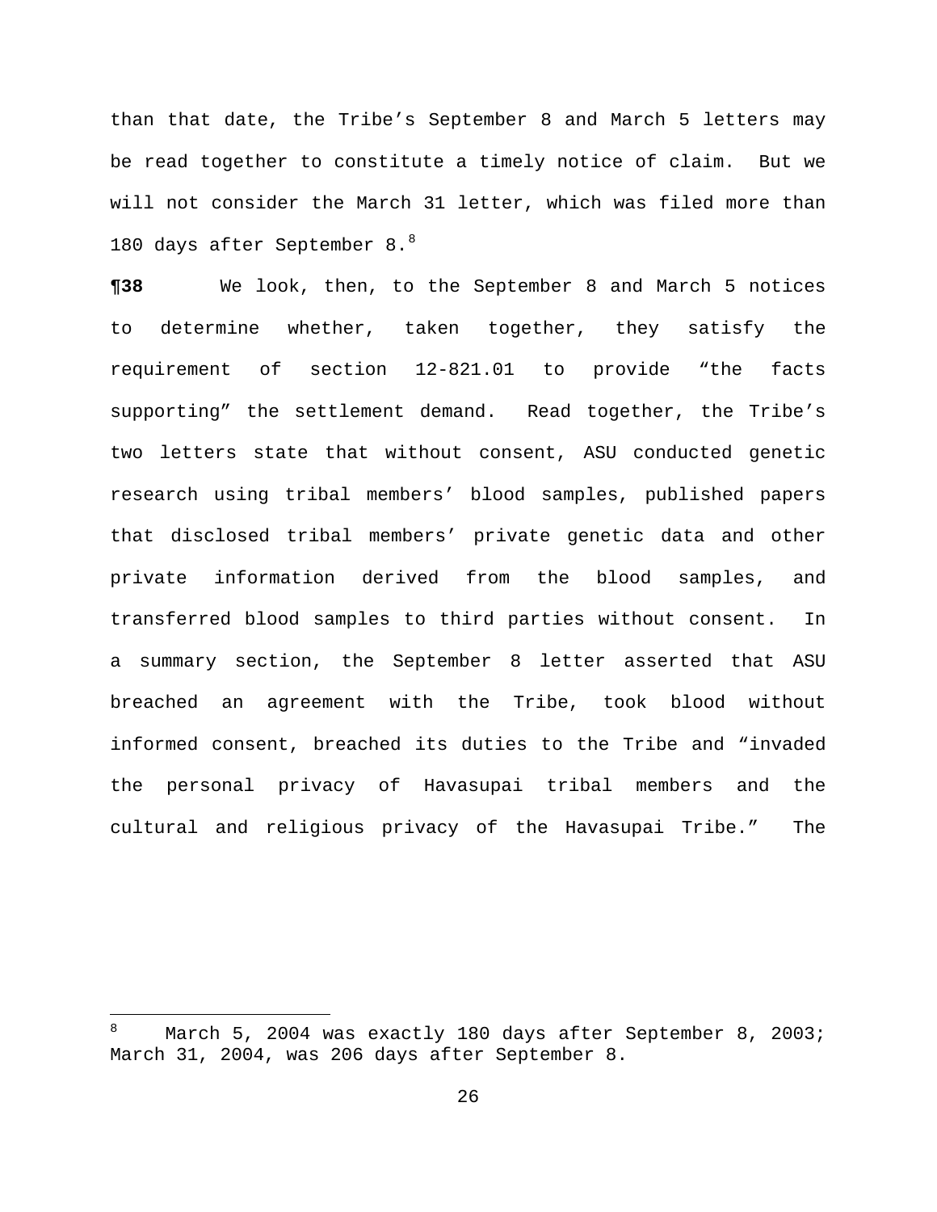than that date, the Tribe's September 8 and March 5 letters may be read together to constitute a timely notice of claim. But we will not consider the March 31 letter, which was filed more than 180 days after September 8.[8]

**¶38** We look, then, to the September 8 and March 5 notices to determine whether, taken together, they satisfy the requirement of section 12-821.01 to provide "the facts supporting" the settlement demand. Read together, the Tribe's two letters state that without consent, ASU conducted genetic research using tribal members' blood samples, published papers that disclosed tribal members' private genetic data and other private information derived from the blood samples, and transferred blood samples to third parties without consent. In a summary section, the September 8 letter asserted that ASU breached an agreement with the Tribe, took blood without informed consent, breached its duties to the Tribe and "invaded the personal privacy of Havasupai tribal members and the cultural and religious privacy of the Havasupai Tribe." The

---

[8] March 5, 2004 was exactly 180 days after September 8, 2003; March 31, 2004, was 206 days after September 8.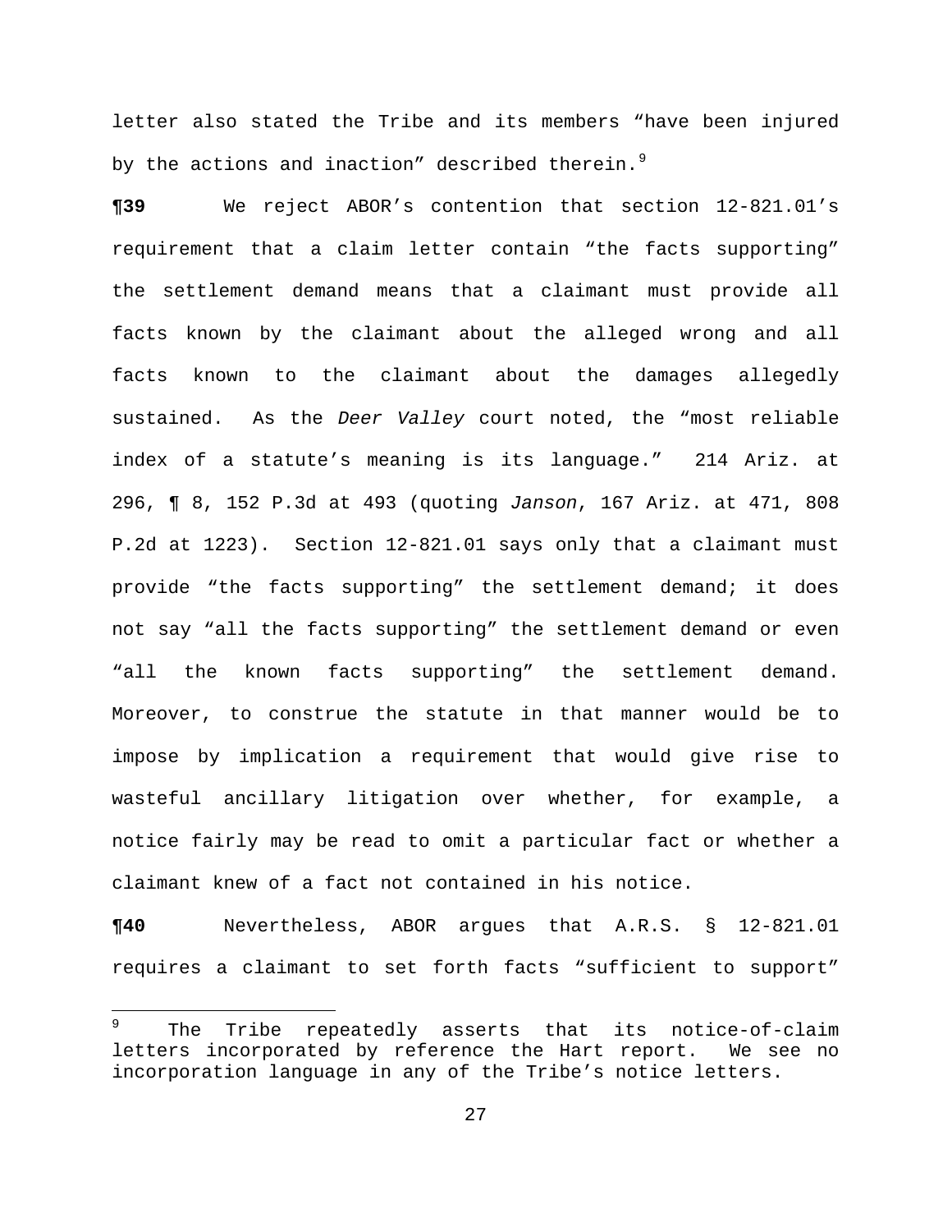letter also stated the Tribe and its members "have been injured by the actions and inaction" described therein.[9]

**¶39** We reject ABOR's contention that section 12-821.01's requirement that a claim letter contain "the facts supporting" the settlement demand means that a claimant must provide all facts known by the claimant about the alleged wrong and all facts known to the claimant about the damages allegedly sustained. As the *Deer Valley* court noted, the "most reliable index of a statute's meaning is its language." 214 Ariz. at 296, ¶ 8, 152 P.3d at 493 (quoting *Janson*, 167 Ariz. at 471, 808 P.2d at 1223). Section 12-821.01 says only that a claimant must provide "the facts supporting" the settlement demand; it does not say "all the facts supporting" the settlement demand or even "all the known facts supporting" the settlement demand. Moreover, to construe the statute in that manner would be to impose by implication a requirement that would give rise to wasteful ancillary litigation over whether, for example, a notice fairly may be read to omit a particular fact or whether a claimant knew of a fact not contained in his notice.

**¶40** Nevertheless, ABOR argues that A.R.S. § 12-821.01 requires a claimant to set forth facts "sufficient to support"

---

[9] The Tribe repeatedly asserts that its notice-of-claim letters incorporated by reference the Hart report. We see no incorporation language in any of the Tribe's notice letters.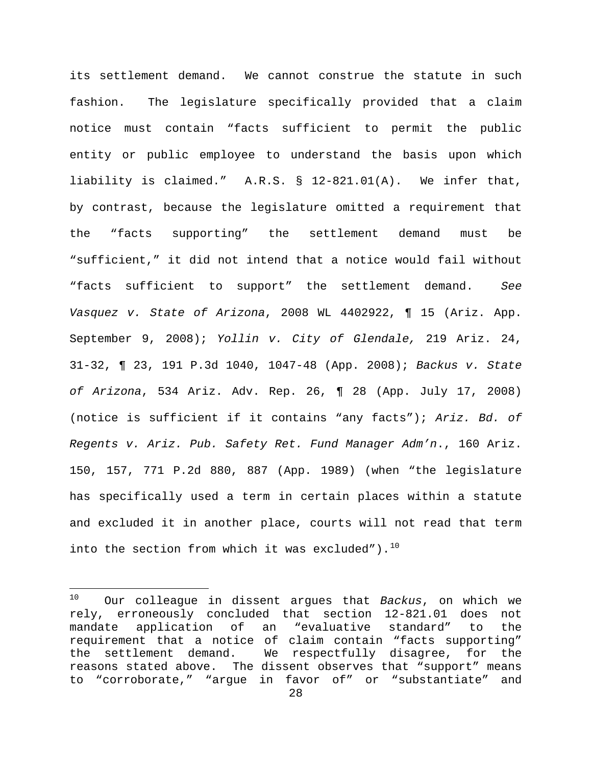its settlement demand. We cannot construe the statute in such fashion. The legislature specifically provided that a claim notice must contain "facts sufficient to permit the public entity or public employee to understand the basis upon which liability is claimed." A.R.S. § 12-821.01(A). We infer that, by contrast, because the legislature omitted a requirement that the "facts supporting" the settlement demand must be "sufficient," it did not intend that a notice would fail without "facts sufficient to support" the settlement demand. *See Vasquez v. State of Arizona*, 2008 WL 4402922, ¶ 15 (Ariz. App. September 9, 2008); *Yollin v. City of Glendale,* 219 Ariz. 24, 31-32, ¶ 23, 191 P.3d 1040, 1047-48 (App. 2008); *Backus v. State of Arizona*, 534 Ariz. Adv. Rep. 26, ¶ 28 (App. July 17, 2008) (notice is sufficient if it contains "any facts"); *Ariz. Bd. of Regents v. Ariz. Pub. Safety Ret. Fund Manager Adm'n*., 160 Ariz. 150, 157, 771 P.2d 880, 887 (App. 1989) (when "the legislature has specifically used a term in certain places within a statute and excluded it in another place, courts will not read that term into the section from which it was excluded").[10]

---

[10] Our colleague in dissent argues that *Backus*, on which we rely, erroneously concluded that section 12-821.01 does not mandate application of an "evaluative standard" to the requirement that a notice of claim contain "facts supporting" the settlement demand. We respectfully disagree, for the reasons stated above. The dissent observes that "support" means to "corroborate," "argue in favor of" or "substantiate" and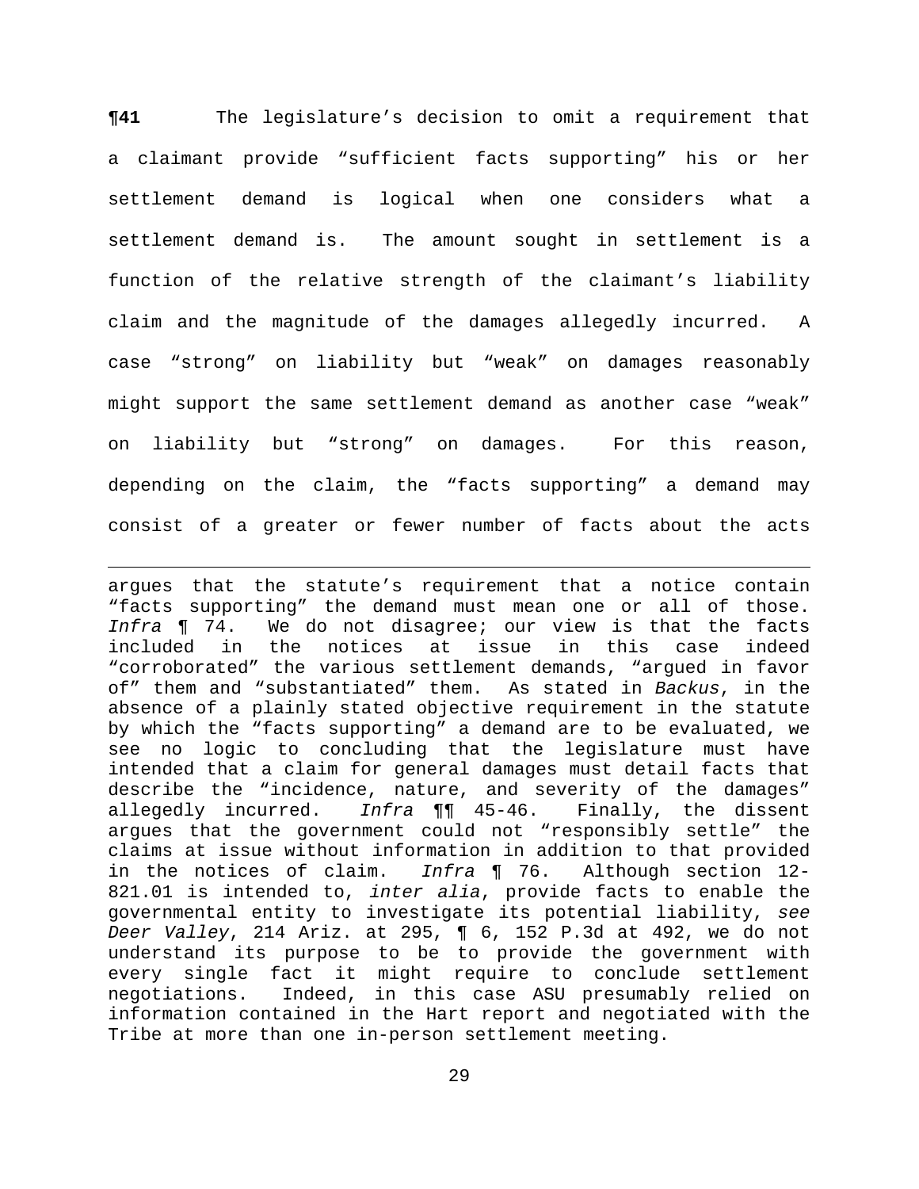**¶41** The legislature's decision to omit a requirement that a claimant provide "sufficient facts supporting" his or her settlement demand is logical when one considers what a settlement demand is. The amount sought in settlement is a function of the relative strength of the claimant's liability claim and the magnitude of the damages allegedly incurred. A case "strong" on liability but "weak" on damages reasonably might support the same settlement demand as another case "weak" on liability but "strong" on damages. For this reason, depending on the claim, the "facts supporting" a demand may consist of a greater or fewer number of facts about the acts

---

argues that the statute's requirement that a notice contain "facts supporting" the demand must mean one or all of those. *Infra* ¶ 74. We do not disagree; our view is that the facts included in the notices at issue in this case indeed "corroborated" the various settlement demands, "argued in favor of" them and "substantiated" them. As stated in *Backus*, in the absence of a plainly stated objective requirement in the statute by which the "facts supporting" a demand are to be evaluated, we see no logic to concluding that the legislature must have intended that a claim for general damages must detail facts that describe the "incidence, nature, and severity of the damages" allegedly incurred. *Infra* ¶¶ 45-46. Finally, the dissent argues that the government could not "responsibly settle" the claims at issue without information in addition to that provided in the notices of claim. *Infra* ¶ 76. Although section 12-821.01 is intended to, *inter alia*, provide facts to enable the governmental entity to investigate its potential liability, *see Deer Valley*, 214 Ariz. at 295, ¶ 6, 152 P.3d at 492, we do not understand its purpose to be to provide the government with every single fact it might require to conclude settlement negotiations. Indeed, in this case ASU presumably relied on information contained in the Hart report and negotiated with the Tribe at more than one in-person settlement meeting.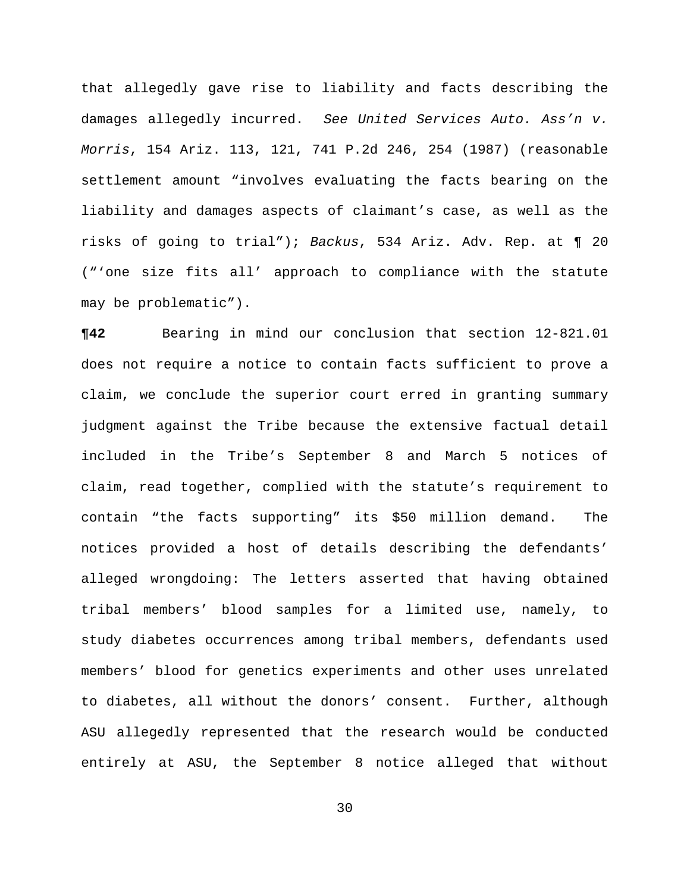that allegedly gave rise to liability and facts describing the damages allegedly incurred. *See United Services Auto. Ass'n v. Morris*, 154 Ariz. 113, 121, 741 P.2d 246, 254 (1987) (reasonable settlement amount "involves evaluating the facts bearing on the liability and damages aspects of claimant's case, as well as the risks of going to trial"); *Backus*, 534 Ariz. Adv. Rep. at ¶ 20 ("'one size fits all' approach to compliance with the statute may be problematic").

**¶42** Bearing in mind our conclusion that section 12-821.01 does not require a notice to contain facts sufficient to prove a claim, we conclude the superior court erred in granting summary judgment against the Tribe because the extensive factual detail included in the Tribe's September 8 and March 5 notices of claim, read together, complied with the statute's requirement to contain "the facts supporting" its $50 million demand. The notices provided a host of details describing the defendants' alleged wrongdoing: The letters asserted that having obtained tribal members' blood samples for a limited use, namely, to study diabetes occurrences among tribal members, defendants used members' blood for genetics experiments and other uses unrelated to diabetes, all without the donors' consent. Further, although ASU allegedly represented that the research would be conducted entirely at ASU, the September 8 notice alleged that without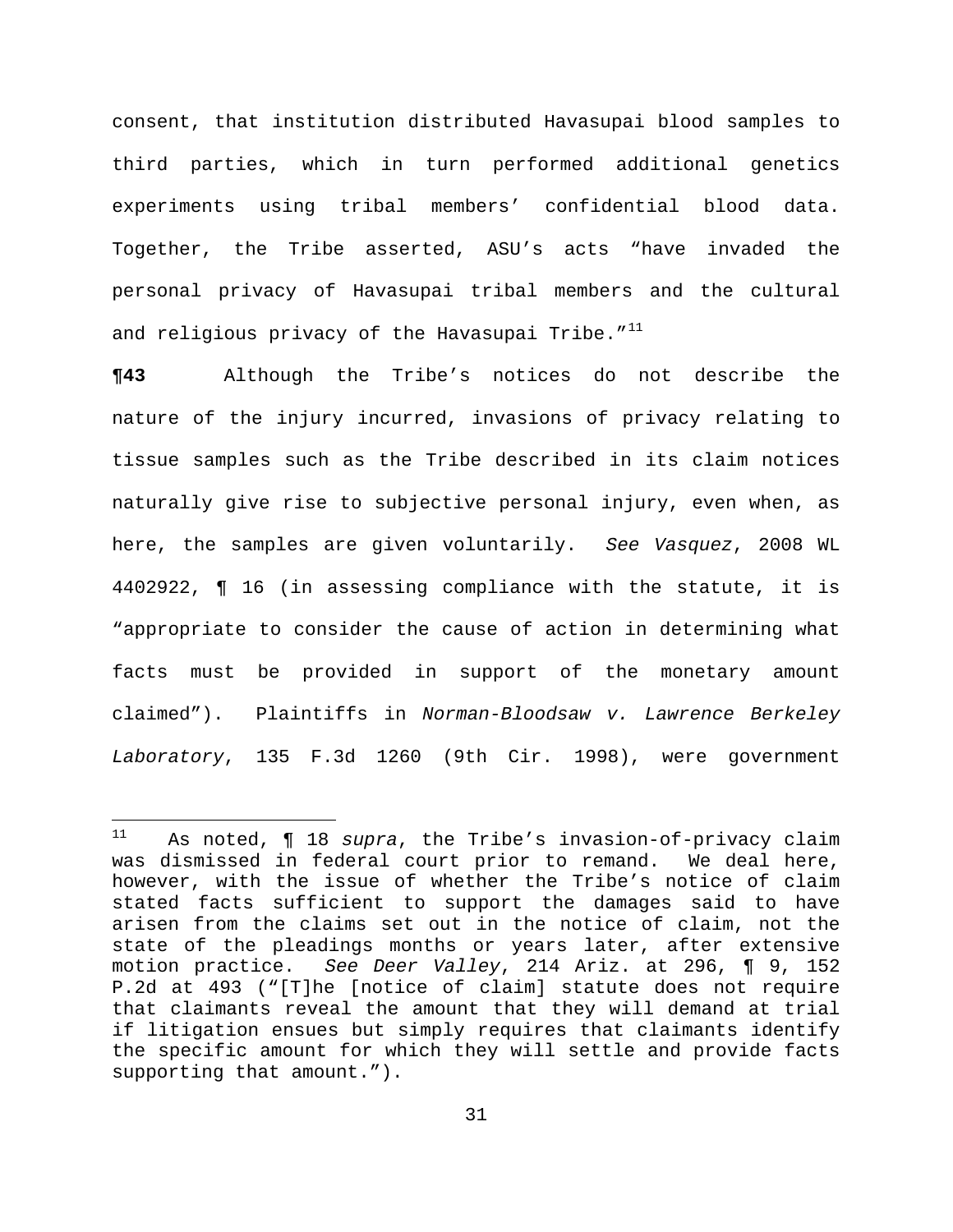consent, that institution distributed Havasupai blood samples to third parties, which in turn performed additional genetics experiments using tribal members' confidential blood data. Together, the Tribe asserted, ASU's acts "have invaded the personal privacy of Havasupai tribal members and the cultural and religious privacy of the Havasupai Tribe."[11]

**¶43** Although the Tribe's notices do not describe the nature of the injury incurred, invasions of privacy relating to tissue samples such as the Tribe described in its claim notices naturally give rise to subjective personal injury, even when, as here, the samples are given voluntarily. *See Vasquez*, 2008 WL 4402922, ¶ 16 (in assessing compliance with the statute, it is "appropriate to consider the cause of action in determining what facts must be provided in support of the monetary amount claimed"). Plaintiffs in *Norman-Bloodsaw v. Lawrence Berkeley Laboratory*, 135 F.3d 1260 (9th Cir. 1998), were government

---

[11] As noted, ¶ 18 *supra*, the Tribe's invasion-of-privacy claim was dismissed in federal court prior to remand. We deal here, however, with the issue of whether the Tribe's notice of claim stated facts sufficient to support the damages said to have arisen from the claims set out in the notice of claim, not the state of the pleadings months or years later, after extensive motion practice. *See Deer Valley*, 214 Ariz. at 296, ¶ 9, 152 P.2d at 493 ("[T]he [notice of claim] statute does not require that claimants reveal the amount that they will demand at trial if litigation ensues but simply requires that claimants identify the specific amount for which they will settle and provide facts supporting that amount.").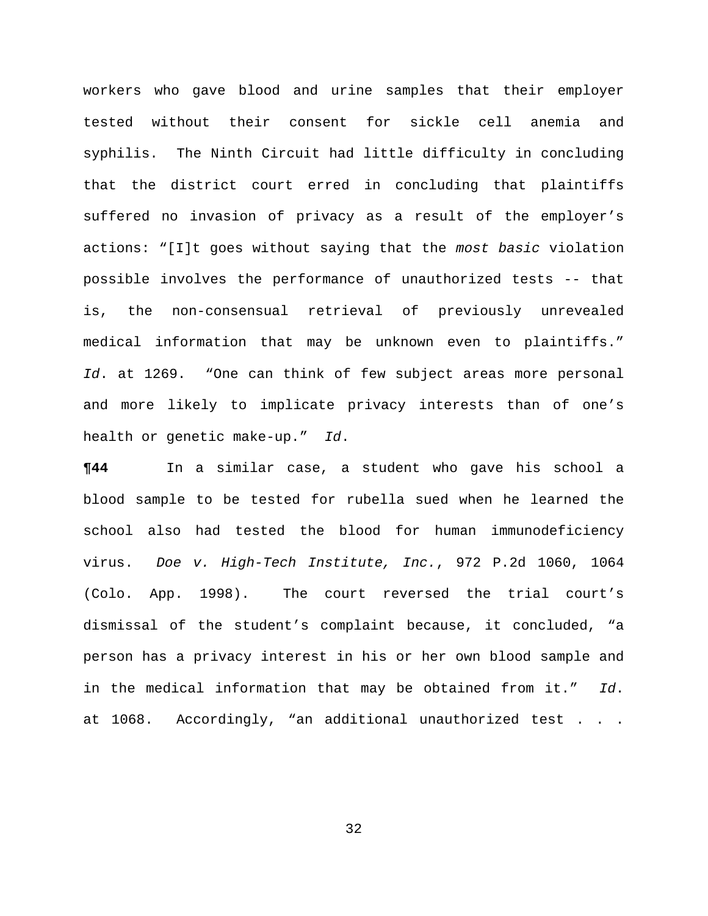workers who gave blood and urine samples that their employer tested without their consent for sickle cell anemia and syphilis. The Ninth Circuit had little difficulty in concluding that the district court erred in concluding that plaintiffs suffered no invasion of privacy as a result of the employer's actions: "[I]t goes without saying that the *most basic* violation possible involves the performance of unauthorized tests -- that is, the non-consensual retrieval of previously unrevealed medical information that may be unknown even to plaintiffs." *Id*. at 1269. "One can think of few subject areas more personal and more likely to implicate privacy interests than of one's health or genetic make-up." *Id*.

**¶44** In a similar case, a student who gave his school a blood sample to be tested for rubella sued when he learned the school also had tested the blood for human immunodeficiency virus. *Doe v. High-Tech Institute, Inc.*, 972 P.2d 1060, 1064 (Colo. App. 1998). The court reversed the trial court's dismissal of the student's complaint because, it concluded, "a person has a privacy interest in his or her own blood sample and in the medical information that may be obtained from it." *Id*. at 1068. Accordingly, "an additional unauthorized test . . .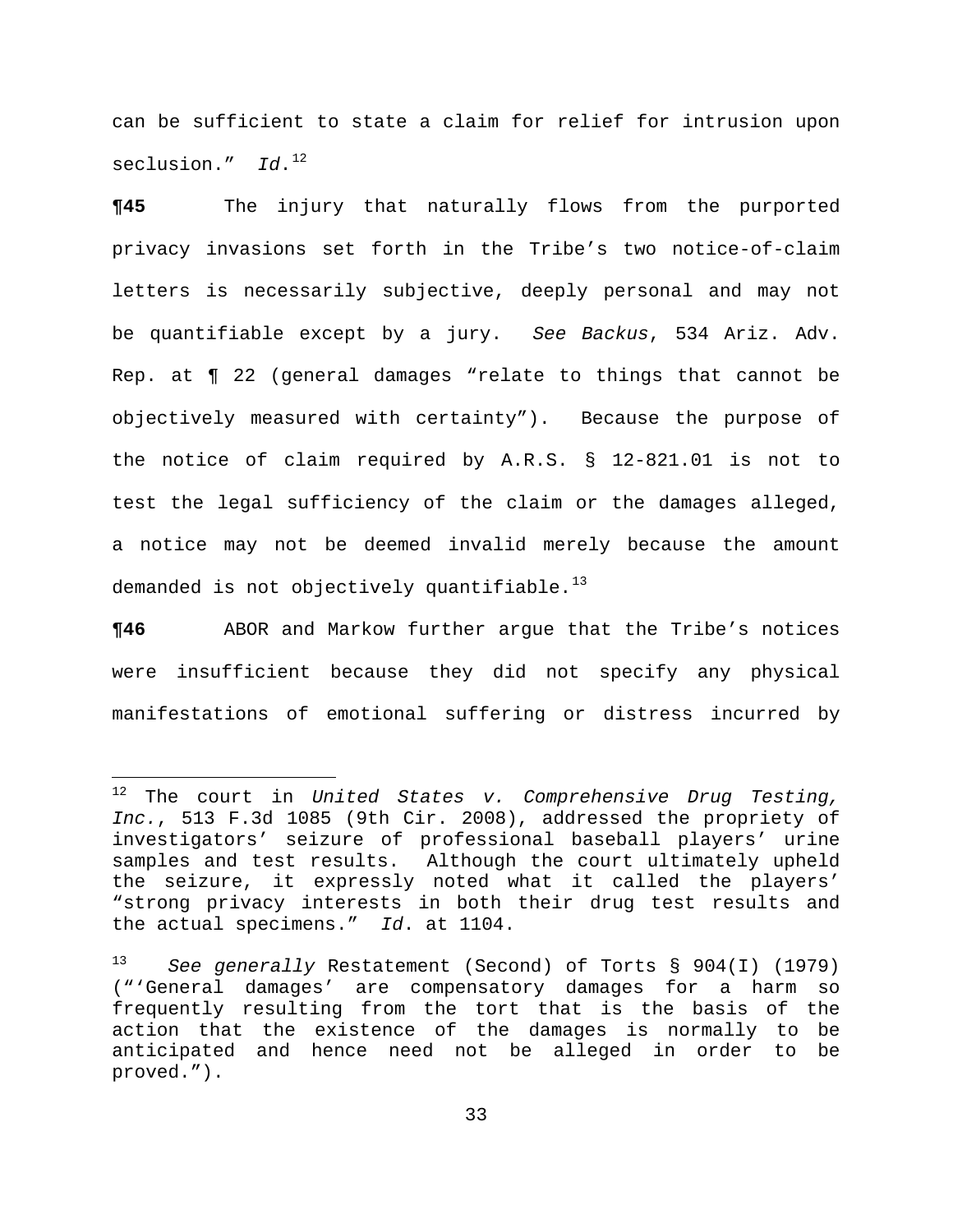can be sufficient to state a claim for relief for intrusion upon seclusion." *Id*.[12]

**¶45** The injury that naturally flows from the purported privacy invasions set forth in the Tribe's two notice-of-claim letters is necessarily subjective, deeply personal and may not be quantifiable except by a jury. *See Backus*, 534 Ariz. Adv. Rep. at ¶ 22 (general damages "relate to things that cannot be objectively measured with certainty"). Because the purpose of the notice of claim required by A.R.S. § 12-821.01 is not to test the legal sufficiency of the claim or the damages alleged, a notice may not be deemed invalid merely because the amount demanded is not objectively quantifiable.[13]

**¶46** ABOR and Markow further argue that the Tribe's notices were insufficient because they did not specify any physical manifestations of emotional suffering or distress incurred by

---

[12] The court in *United States v. Comprehensive Drug Testing, Inc.*, 513 F.3d 1085 (9th Cir. 2008), addressed the propriety of investigators' seizure of professional baseball players' urine samples and test results. Although the court ultimately upheld the seizure, it expressly noted what it called the players' "strong privacy interests in both their drug test results and the actual specimens." *Id*. at 1104.

[13] *See generally* Restatement (Second) of Torts § 904(I) (1979) ("'General damages' are compensatory damages for a harm so frequently resulting from the tort that is the basis of the action that the existence of the damages is normally to be anticipated and hence need not be alleged in order to be proved.").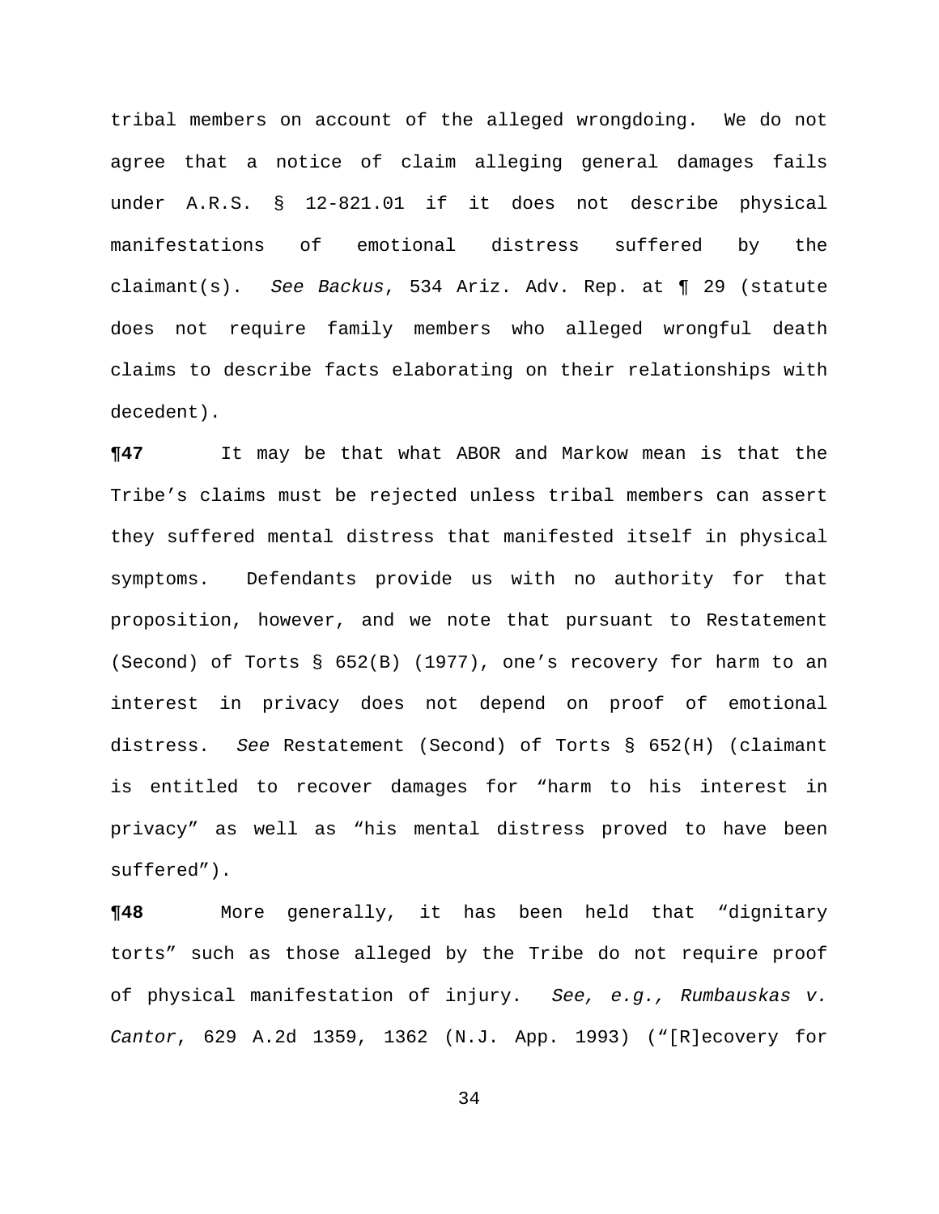tribal members on account of the alleged wrongdoing. We do not agree that a notice of claim alleging general damages fails under A.R.S. § 12-821.01 if it does not describe physical manifestations of emotional distress suffered by the claimant(s). *See Backus*, 534 Ariz. Adv. Rep. at ¶ 29 (statute does not require family members who alleged wrongful death claims to describe facts elaborating on their relationships with decedent).

**¶47** It may be that what ABOR and Markow mean is that the Tribe's claims must be rejected unless tribal members can assert they suffered mental distress that manifested itself in physical symptoms. Defendants provide us with no authority for that proposition, however, and we note that pursuant to Restatement (Second) of Torts § 652(B) (1977), one's recovery for harm to an interest in privacy does not depend on proof of emotional distress. *See* Restatement (Second) of Torts § 652(H) (claimant is entitled to recover damages for "harm to his interest in privacy" as well as "his mental distress proved to have been suffered").

**¶48** More generally, it has been held that "dignitary torts" such as those alleged by the Tribe do not require proof of physical manifestation of injury. *See, e.g., Rumbauskas v. Cantor*, 629 A.2d 1359, 1362 (N.J. App. 1993) ("[R]ecovery for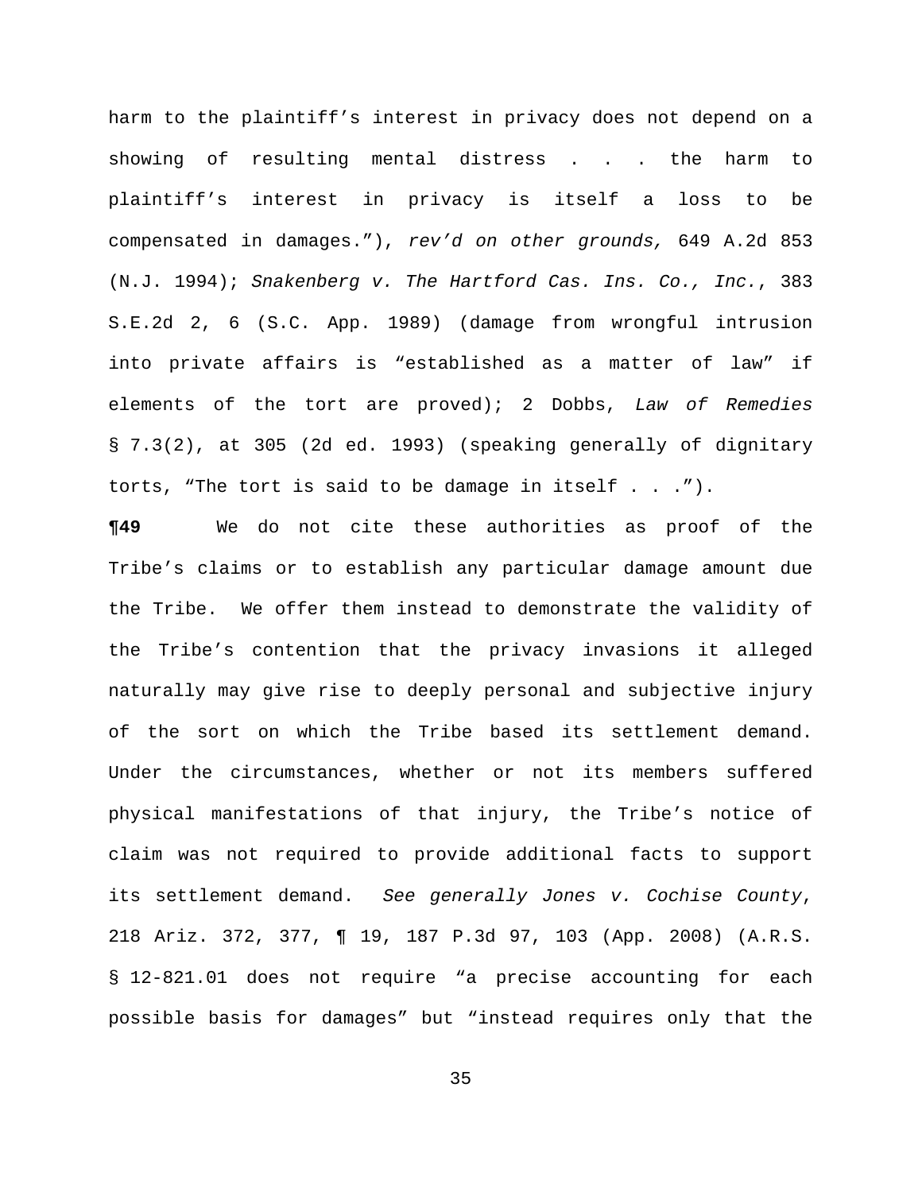harm to the plaintiff's interest in privacy does not depend on a showing of resulting mental distress . . . the harm to plaintiff's interest in privacy is itself a loss to be compensated in damages."), *rev'd on other grounds,* 649 A.2d 853 (N.J. 1994); *Snakenberg v. The Hartford Cas. Ins. Co., Inc.*, 383 S.E.2d 2, 6 (S.C. App. 1989) (damage from wrongful intrusion into private affairs is "established as a matter of law" if elements of the tort are proved); 2 Dobbs, *Law of Remedies* § 7.3(2), at 305 (2d ed. 1993) (speaking generally of dignitary torts, "The tort is said to be damage in itself . . .").

**¶49** We do not cite these authorities as proof of the Tribe's claims or to establish any particular damage amount due the Tribe. We offer them instead to demonstrate the validity of the Tribe's contention that the privacy invasions it alleged naturally may give rise to deeply personal and subjective injury of the sort on which the Tribe based its settlement demand. Under the circumstances, whether or not its members suffered physical manifestations of that injury, the Tribe's notice of claim was not required to provide additional facts to support its settlement demand. *See generally Jones v. Cochise County*, 218 Ariz. 372, 377, ¶ 19, 187 P.3d 97, 103 (App. 2008) (A.R.S. § 12-821.01 does not require "a precise accounting for each possible basis for damages" but "instead requires only that the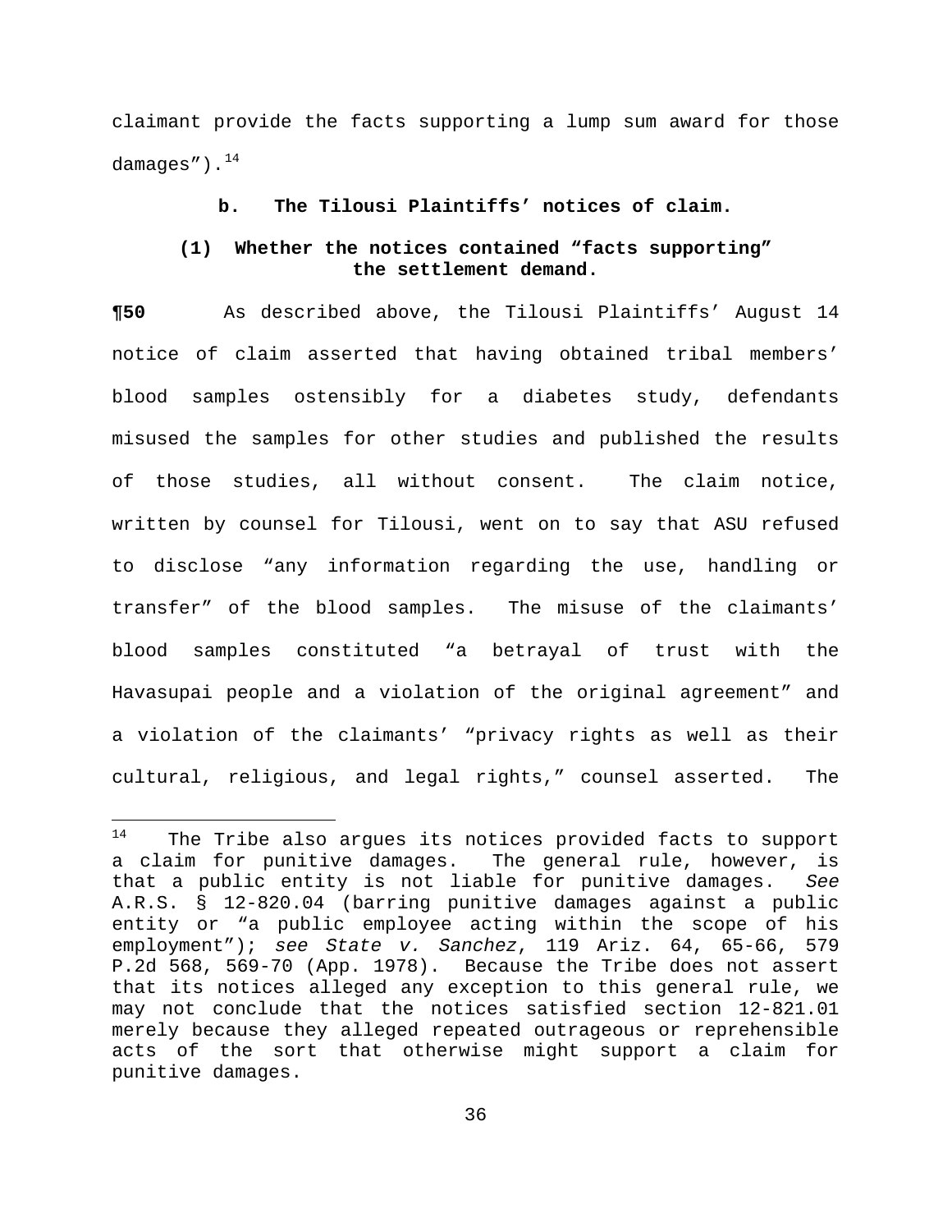claimant provide the facts supporting a lump sum award for those damages").[14]

**b. The Tilousi Plaintiffs' notices of claim.**

**(1) Whether the notices contained "facts supporting" the settlement demand.**

**¶50** As described above, the Tilousi Plaintiffs' August 14 notice of claim asserted that having obtained tribal members' blood samples ostensibly for a diabetes study, defendants misused the samples for other studies and published the results of those studies, all without consent. The claim notice, written by counsel for Tilousi, went on to say that ASU refused to disclose "any information regarding the use, handling or transfer" of the blood samples. The misuse of the claimants' blood samples constituted "a betrayal of trust with the Havasupai people and a violation of the original agreement" and a violation of the claimants' "privacy rights as well as their cultural, religious, and legal rights," counsel asserted. The

---

[14] The Tribe also argues its notices provided facts to support a claim for punitive damages. The general rule, however, is that a public entity is not liable for punitive damages. *See* A.R.S. § 12-820.04 (barring punitive damages against a public entity or "a public employee acting within the scope of his employment"); *see State v. Sanchez*, 119 Ariz. 64, 65-66, 579 P.2d 568, 569-70 (App. 1978). Because the Tribe does not assert that its notices alleged any exception to this general rule, we may not conclude that the notices satisfied section 12-821.01 merely because they alleged repeated outrageous or reprehensible acts of the sort that otherwise might support a claim for punitive damages.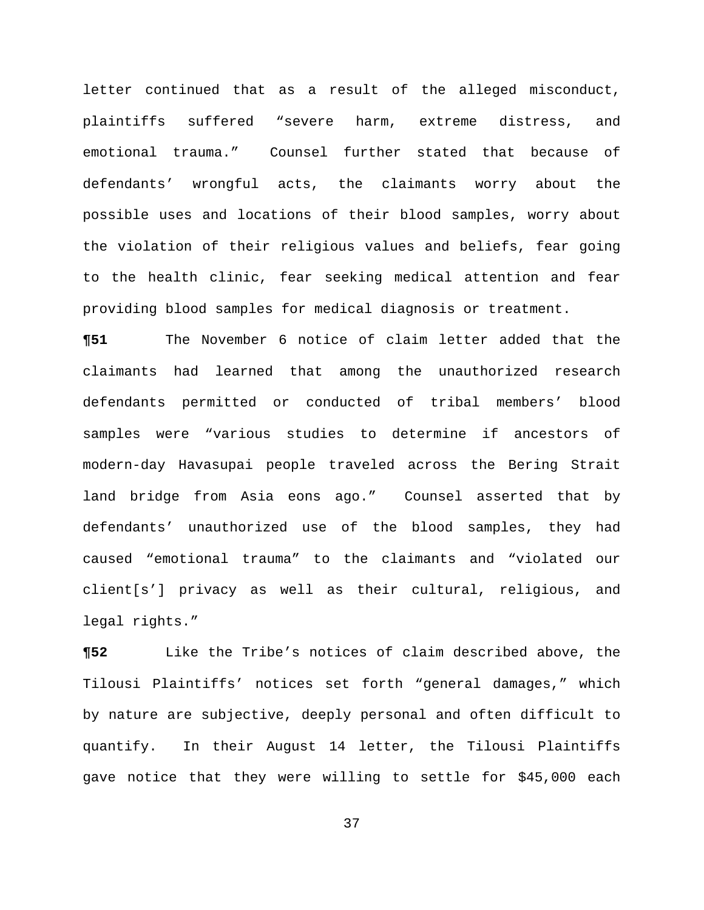letter continued that as a result of the alleged misconduct, plaintiffs suffered "severe harm, extreme distress, and emotional trauma." Counsel further stated that because of defendants' wrongful acts, the claimants worry about the possible uses and locations of their blood samples, worry about the violation of their religious values and beliefs, fear going to the health clinic, fear seeking medical attention and fear providing blood samples for medical diagnosis or treatment.

**¶51** The November 6 notice of claim letter added that the claimants had learned that among the unauthorized research defendants permitted or conducted of tribal members' blood samples were "various studies to determine if ancestors of modern-day Havasupai people traveled across the Bering Strait land bridge from Asia eons ago." Counsel asserted that by defendants' unauthorized use of the blood samples, they had caused "emotional trauma" to the claimants and "violated our client[s'] privacy as well as their cultural, religious, and legal rights."

**¶52** Like the Tribe's notices of claim described above, the Tilousi Plaintiffs' notices set forth "general damages," which by nature are subjective, deeply personal and often difficult to quantify. In their August 14 letter, the Tilousi Plaintiffs gave notice that they were willing to settle for $45,000 each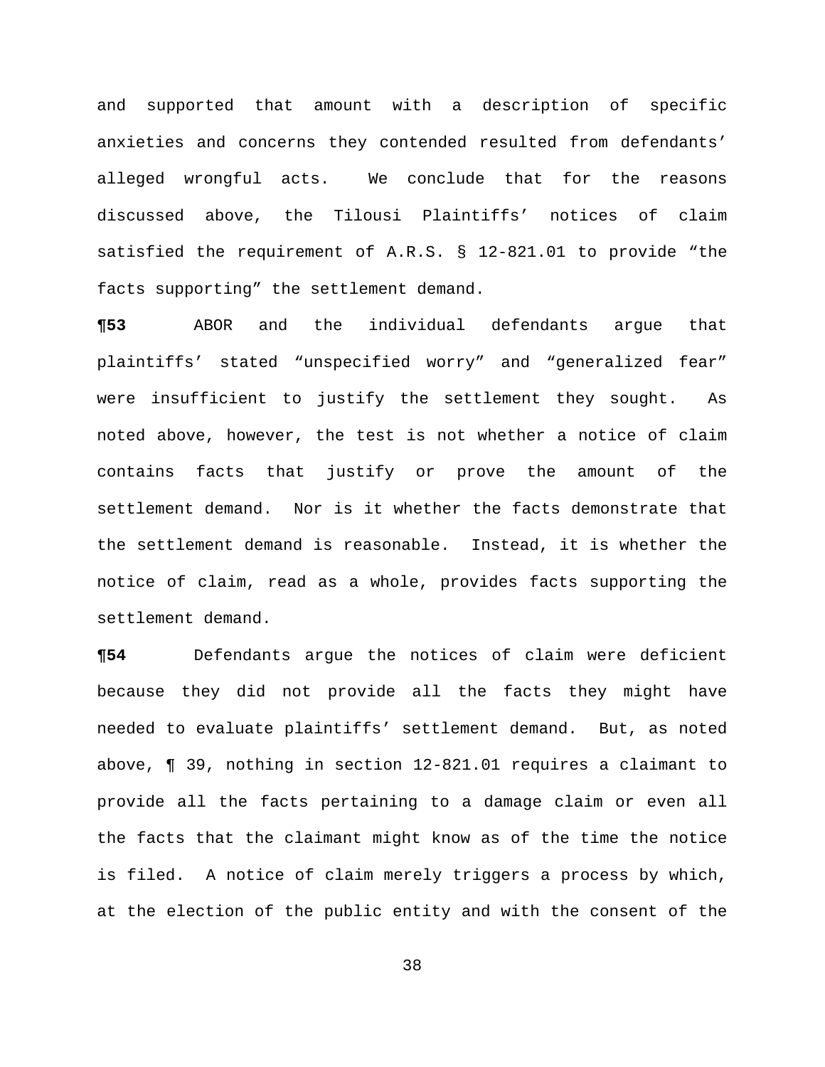and supported that amount with a description of specific anxieties and concerns they contended resulted from defendants' alleged wrongful acts. We conclude that for the reasons discussed above, the Tilousi Plaintiffs' notices of claim satisfied the requirement of A.R.S. § 12-821.01 to provide "the facts supporting" the settlement demand.

**¶53** ABOR and the individual defendants argue that plaintiffs' stated "unspecified worry" and "generalized fear" were insufficient to justify the settlement they sought. As noted above, however, the test is not whether a notice of claim contains facts that justify or prove the amount of the settlement demand. Nor is it whether the facts demonstrate that the settlement demand is reasonable. Instead, it is whether the notice of claim, read as a whole, provides facts supporting the settlement demand.

**¶54** Defendants argue the notices of claim were deficient because they did not provide all the facts they might have needed to evaluate plaintiffs' settlement demand. But, as noted above, ¶ 39, nothing in section 12-821.01 requires a claimant to provide all the facts pertaining to a damage claim or even all the facts that the claimant might know as of the time the notice is filed. A notice of claim merely triggers a process by which, at the election of the public entity and with the consent of the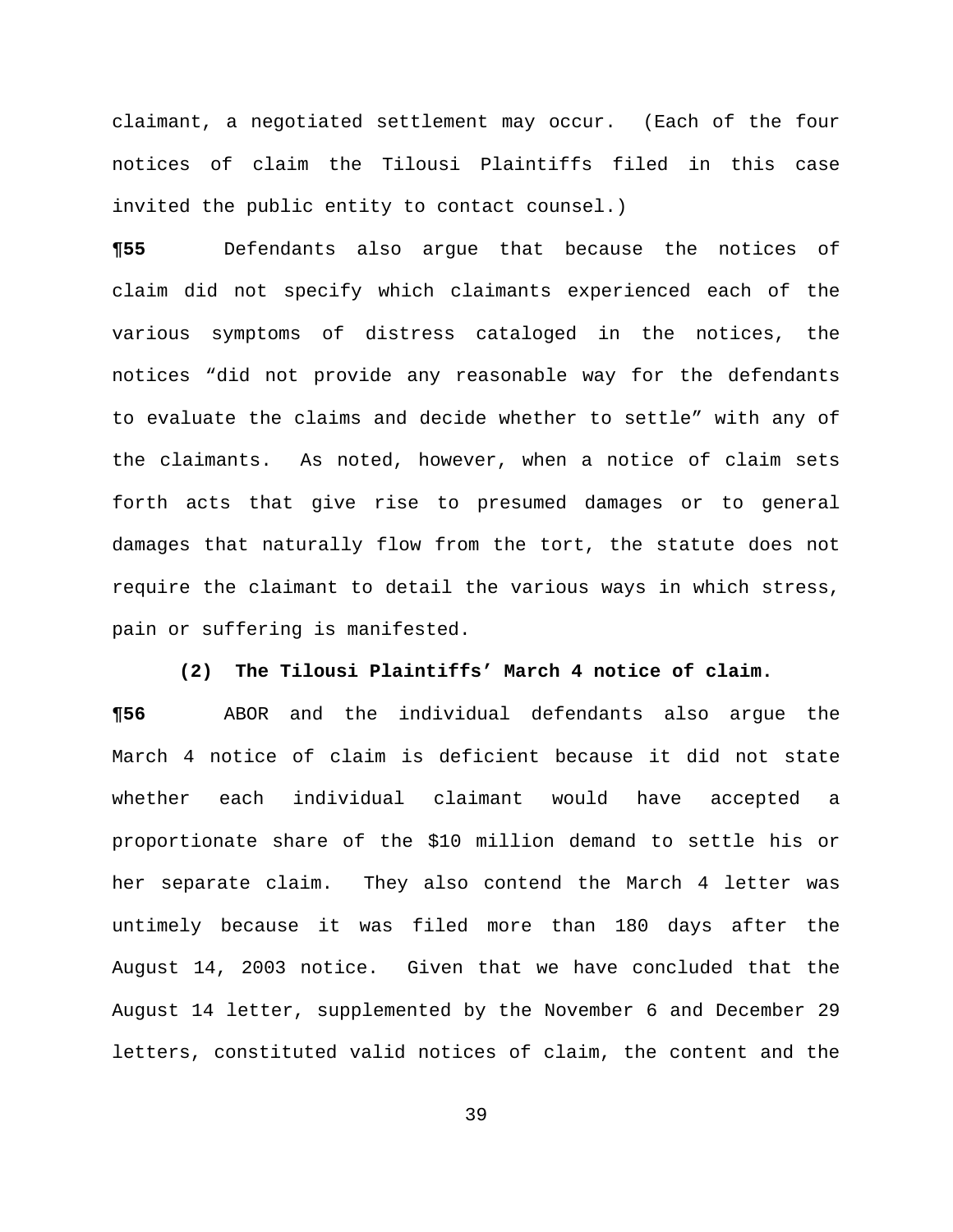claimant, a negotiated settlement may occur. (Each of the four notices of claim the Tilousi Plaintiffs filed in this case invited the public entity to contact counsel.)

**¶55** Defendants also argue that because the notices of claim did not specify which claimants experienced each of the various symptoms of distress cataloged in the notices, the notices "did not provide any reasonable way for the defendants to evaluate the claims and decide whether to settle" with any of the claimants. As noted, however, when a notice of claim sets forth acts that give rise to presumed damages or to general damages that naturally flow from the tort, the statute does not require the claimant to detail the various ways in which stress, pain or suffering is manifested.

**(2) The Tilousi Plaintiffs' March 4 notice of claim.**

**¶56** ABOR and the individual defendants also argue the March 4 notice of claim is deficient because it did not state whether each individual claimant would have accepted a proportionate share of the $10 million demand to settle his or her separate claim. They also contend the March 4 letter was untimely because it was filed more than 180 days after the August 14, 2003 notice. Given that we have concluded that the August 14 letter, supplemented by the November 6 and December 29 letters, constituted valid notices of claim, the content and the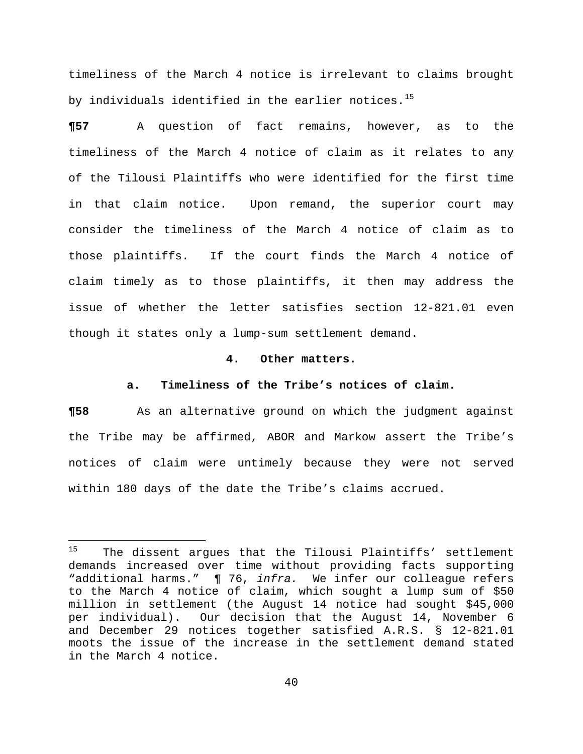timeliness of the March 4 notice is irrelevant to claims brought by individuals identified in the earlier notices.[15]

**¶57** A question of fact remains, however, as to the timeliness of the March 4 notice of claim as it relates to any of the Tilousi Plaintiffs who were identified for the first time in that claim notice. Upon remand, the superior court may consider the timeliness of the March 4 notice of claim as to those plaintiffs. If the court finds the March 4 notice of claim timely as to those plaintiffs, it then may address the issue of whether the letter satisfies section 12-821.01 even though it states only a lump-sum settlement demand.

**4. Other matters.**

**a. Timeliness of the Tribe's notices of claim.**

**¶58** As an alternative ground on which the judgment against the Tribe may be affirmed, ABOR and Markow assert the Tribe's notices of claim were untimely because they were not served within 180 days of the date the Tribe's claims accrued.

---

[15] The dissent argues that the Tilousi Plaintiffs' settlement demands increased over time without providing facts supporting "additional harms." ¶ 76, *infra.* We infer our colleague refers to the March 4 notice of claim, which sought a lump sum of $50 million in settlement (the August 14 notice had sought $45,000 per individual). Our decision that the August 14, November 6 and December 29 notices together satisfied A.R.S. § 12-821.01 moots the issue of the increase in the settlement demand stated in the March 4 notice.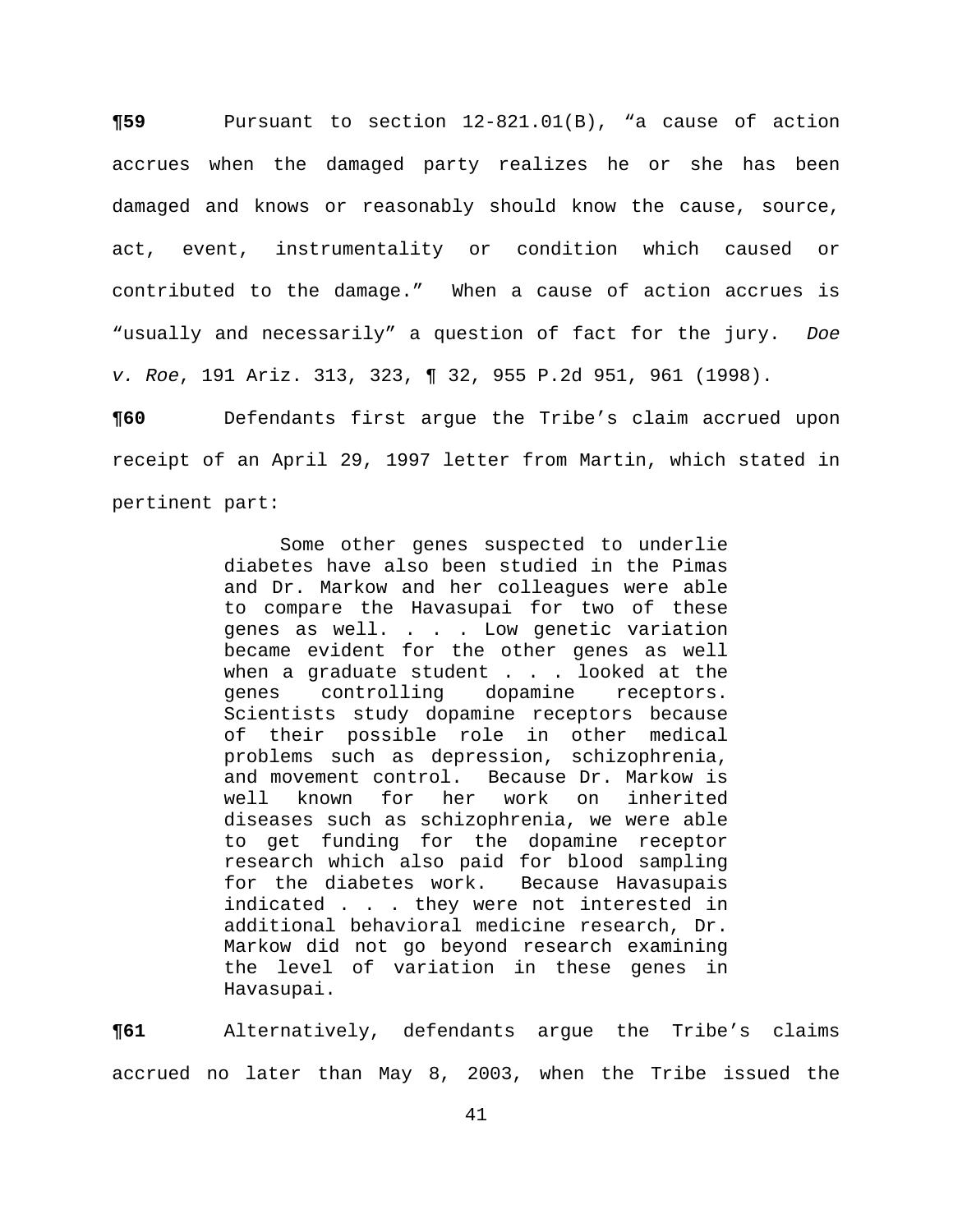**¶59** Pursuant to section 12-821.01(B), "a cause of action accrues when the damaged party realizes he or she has been damaged and knows or reasonably should know the cause, source, act, event, instrumentality or condition which caused or contributed to the damage." When a cause of action accrues is "usually and necessarily" a question of fact for the jury. *Doe v. Roe*, 191 Ariz. 313, 323, ¶ 32, 955 P.2d 951, 961 (1998).

**¶60** Defendants first argue the Tribe's claim accrued upon receipt of an April 29, 1997 letter from Martin, which stated in pertinent part:

> Some other genes suspected to underlie diabetes have also been studied in the Pimas and Dr. Markow and her colleagues were able to compare the Havasupai for two of these genes as well. . . . Low genetic variation became evident for the other genes as well when a graduate student . . . looked at the genes controlling dopamine receptors. Scientists study dopamine receptors because of their possible role in other medical problems such as depression, schizophrenia, and movement control. Because Dr. Markow is well known for her work on inherited diseases such as schizophrenia, we were able to get funding for the dopamine receptor research which also paid for blood sampling for the diabetes work. Because Havasupais indicated . . . they were not interested in additional behavioral medicine research, Dr. Markow did not go beyond research examining the level of variation in these genes in Havasupai.

**¶61** Alternatively, defendants argue the Tribe's claims accrued no later than May 8, 2003, when the Tribe issued the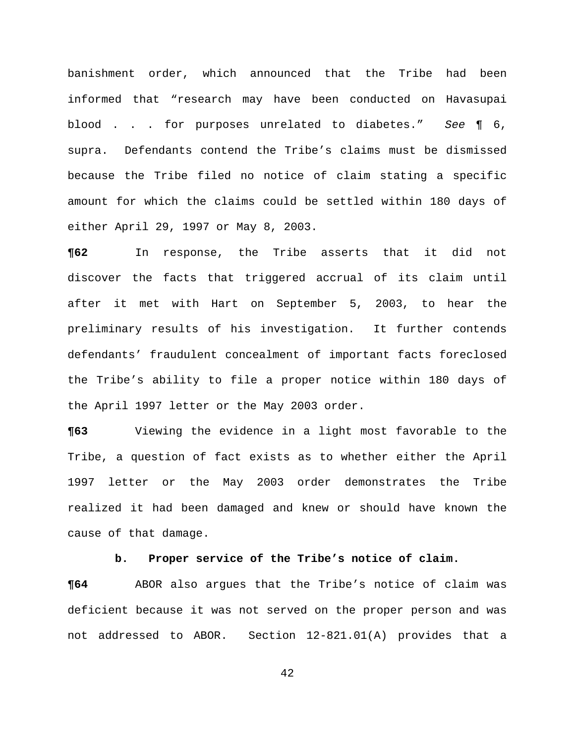banishment order, which announced that the Tribe had been informed that "research may have been conducted on Havasupai blood . . . for purposes unrelated to diabetes." *See* ¶ 6, supra. Defendants contend the Tribe's claims must be dismissed because the Tribe filed no notice of claim stating a specific amount for which the claims could be settled within 180 days of either April 29, 1997 or May 8, 2003.

**¶62** In response, the Tribe asserts that it did not discover the facts that triggered accrual of its claim until after it met with Hart on September 5, 2003, to hear the preliminary results of his investigation. It further contends defendants' fraudulent concealment of important facts foreclosed the Tribe's ability to file a proper notice within 180 days of the April 1997 letter or the May 2003 order.

**¶63** Viewing the evidence in a light most favorable to the Tribe, a question of fact exists as to whether either the April 1997 letter or the May 2003 order demonstrates the Tribe realized it had been damaged and knew or should have known the cause of that damage.

**b. Proper service of the Tribe's notice of claim.**

**¶64** ABOR also argues that the Tribe's notice of claim was deficient because it was not served on the proper person and was not addressed to ABOR. Section 12-821.01(A) provides that a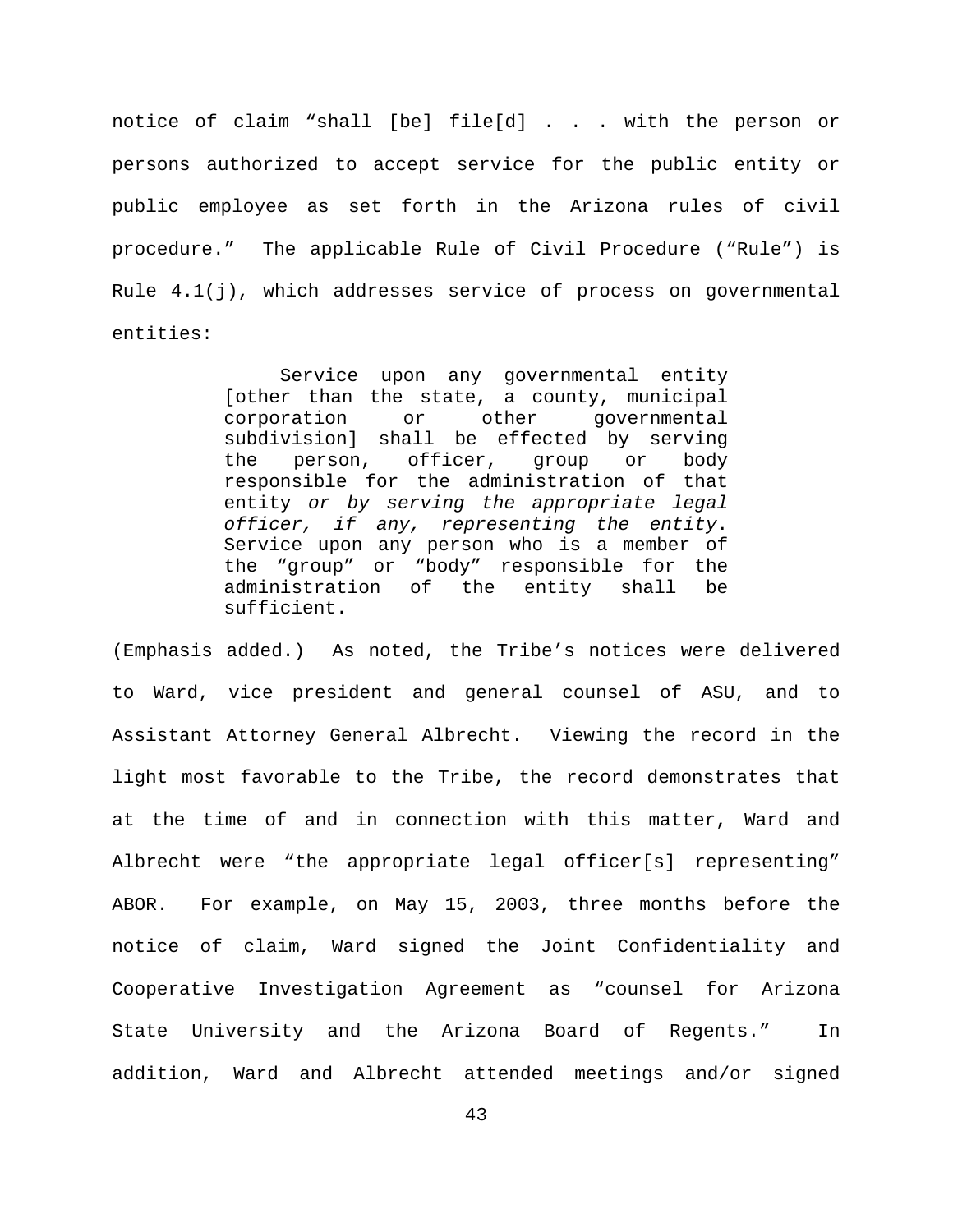notice of claim "shall [be] file[d] . . . with the person or persons authorized to accept service for the public entity or public employee as set forth in the Arizona rules of civil procedure." The applicable Rule of Civil Procedure ("Rule") is Rule 4.1(j), which addresses service of process on governmental entities:

> Service upon any governmental entity [other than the state, a county, municipal corporation or other governmental subdivision] shall be effected by serving the person, officer, group or body responsible for the administration of that entity *or by serving the appropriate legal officer, if any, representing the entity*. Service upon any person who is a member of the "group" or "body" responsible for the administration of the entity shall be sufficient.

(Emphasis added.) As noted, the Tribe's notices were delivered to Ward, vice president and general counsel of ASU, and to Assistant Attorney General Albrecht. Viewing the record in the light most favorable to the Tribe, the record demonstrates that at the time of and in connection with this matter, Ward and Albrecht were "the appropriate legal officer[s] representing" ABOR. For example, on May 15, 2003, three months before the notice of claim, Ward signed the Joint Confidentiality and Cooperative Investigation Agreement as "counsel for Arizona State University and the Arizona Board of Regents." In addition, Ward and Albrecht attended meetings and/or signed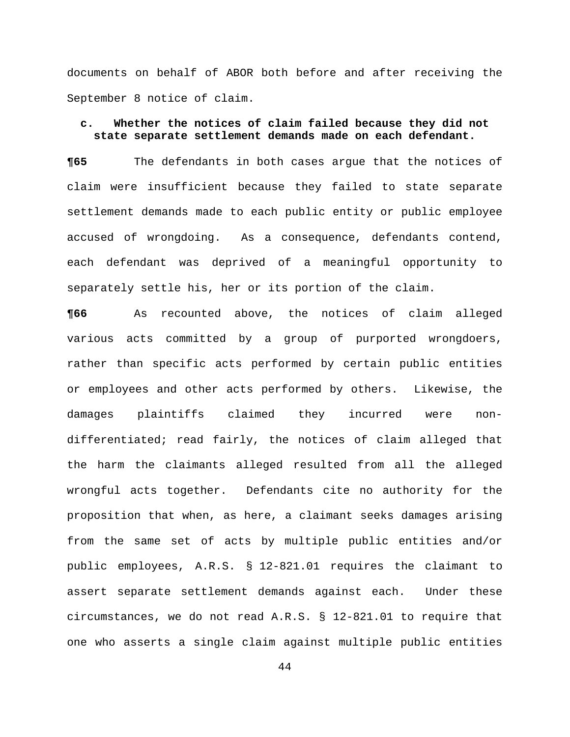documents on behalf of ABOR both before and after receiving the September 8 notice of claim.

### c. Whether the notices of claim failed because they did not state separate settlement demands made on each defendant.

**¶65** The defendants in both cases argue that the notices of claim were insufficient because they failed to state separate settlement demands made to each public entity or public employee accused of wrongdoing. As a consequence, defendants contend, each defendant was deprived of a meaningful opportunity to separately settle his, her or its portion of the claim.

**¶66** As recounted above, the notices of claim alleged various acts committed by a group of purported wrongdoers, rather than specific acts performed by certain public entities or employees and other acts performed by others. Likewise, the damages plaintiffs claimed they incurred were non-differentiated; read fairly, the notices of claim alleged that the harm the claimants alleged resulted from all the alleged wrongful acts together. Defendants cite no authority for the proposition that when, as here, a claimant seeks damages arising from the same set of acts by multiple public entities and/or public employees, A.R.S. § 12-821.01 requires the claimant to assert separate settlement demands against each. Under these circumstances, we do not read A.R.S. § 12-821.01 to require that one who asserts a single claim against multiple public entities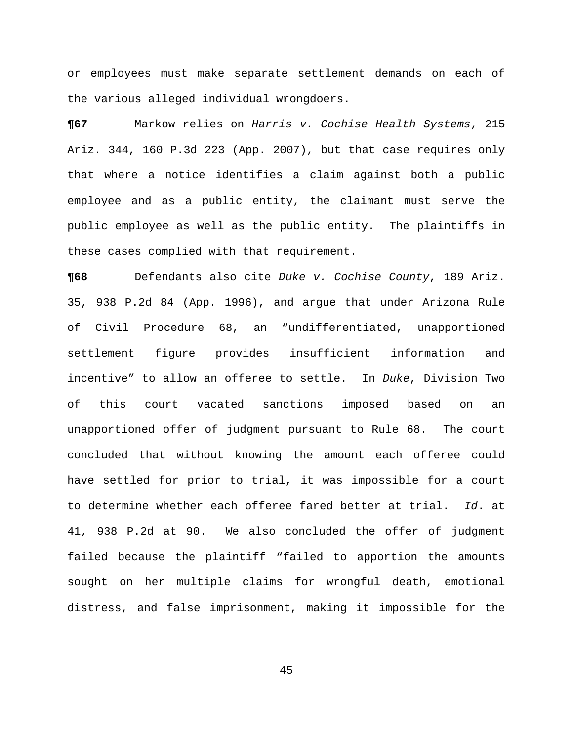or employees must make separate settlement demands on each of the various alleged individual wrongdoers.

**¶67** Markow relies on *Harris v. Cochise Health Systems*, 215 Ariz. 344, 160 P.3d 223 (App. 2007), but that case requires only that where a notice identifies a claim against both a public employee and as a public entity, the claimant must serve the public employee as well as the public entity. The plaintiffs in these cases complied with that requirement.

**¶68** Defendants also cite *Duke v. Cochise County*, 189 Ariz. 35, 938 P.2d 84 (App. 1996), and argue that under Arizona Rule of Civil Procedure 68, an "undifferentiated, unapportioned settlement figure provides insufficient information and incentive" to allow an offeree to settle. In *Duke*, Division Two of this court vacated sanctions imposed based on an unapportioned offer of judgment pursuant to Rule 68. The court concluded that without knowing the amount each offeree could have settled for prior to trial, it was impossible for a court to determine whether each offeree fared better at trial. *Id*. at 41, 938 P.2d at 90. We also concluded the offer of judgment failed because the plaintiff "failed to apportion the amounts sought on her multiple claims for wrongful death, emotional distress, and false imprisonment, making it impossible for the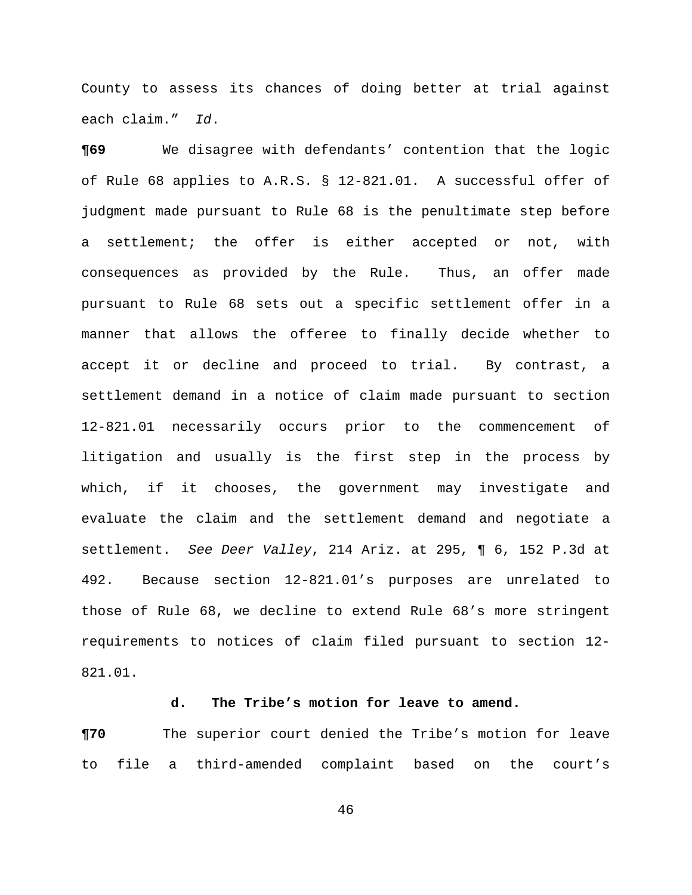County to assess its chances of doing better at trial against each claim." *Id*.

**¶69** We disagree with defendants' contention that the logic of Rule 68 applies to A.R.S. § 12-821.01. A successful offer of judgment made pursuant to Rule 68 is the penultimate step before a settlement; the offer is either accepted or not, with consequences as provided by the Rule. Thus, an offer made pursuant to Rule 68 sets out a specific settlement offer in a manner that allows the offeree to finally decide whether to accept it or decline and proceed to trial. By contrast, a settlement demand in a notice of claim made pursuant to section 12-821.01 necessarily occurs prior to the commencement of litigation and usually is the first step in the process by which, if it chooses, the government may investigate and evaluate the claim and the settlement demand and negotiate a settlement. *See Deer Valley*, 214 Ariz. at 295, ¶ 6, 152 P.3d at 492. Because section 12-821.01's purposes are unrelated to those of Rule 68, we decline to extend Rule 68's more stringent requirements to notices of claim filed pursuant to section 12-821.01.

**d. The Tribe's motion for leave to amend.**

**¶70** The superior court denied the Tribe's motion for leave to file a third-amended complaint based on the court's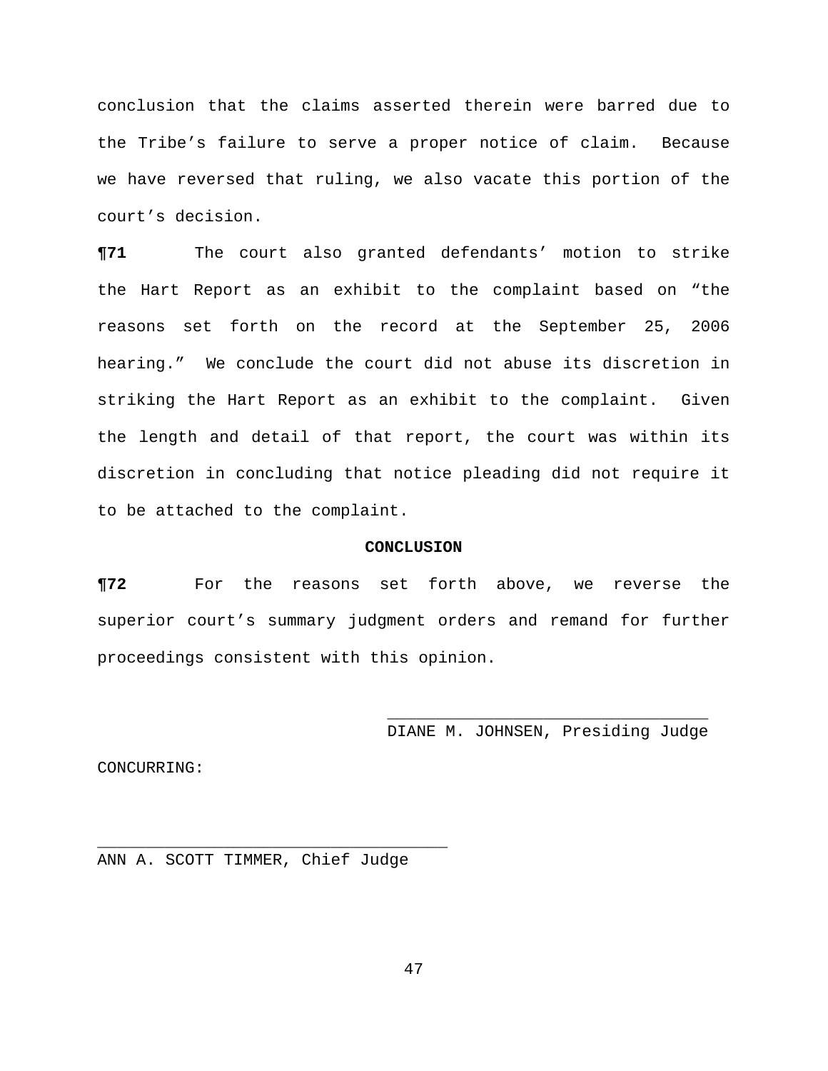conclusion that the claims asserted therein were barred due to the Tribe's failure to serve a proper notice of claim. Because we have reversed that ruling, we also vacate this portion of the court's decision.

**¶71** The court also granted defendants' motion to strike the Hart Report as an exhibit to the complaint based on "the reasons set forth on the record at the September 25, 2006 hearing." We conclude the court did not abuse its discretion in striking the Hart Report as an exhibit to the complaint. Given the length and detail of that report, the court was within its discretion in concluding that notice pleading did not require it to be attached to the complaint.

**CONCLUSION**

**¶72** For the reasons set forth above, we reverse the superior court's summary judgment orders and remand for further proceedings consistent with this opinion.

\_\_\_\_\_\_\_\_\_\_\_\_\_\_\_\_\_\_\_\_\_\_\_\_\_\_\_\_\_\_\_\_\_
DIANE M. JOHNSEN, Presiding Judge

CONCURRING:

\_\_\_\_\_\_\_\_\_\_\_\_\_\_\_\_\_\_\_\_\_\_\_\_\_\_\_\_\_\_\_\_\_\_\_\_
ANN A. SCOTT TIMMER, Chief Judge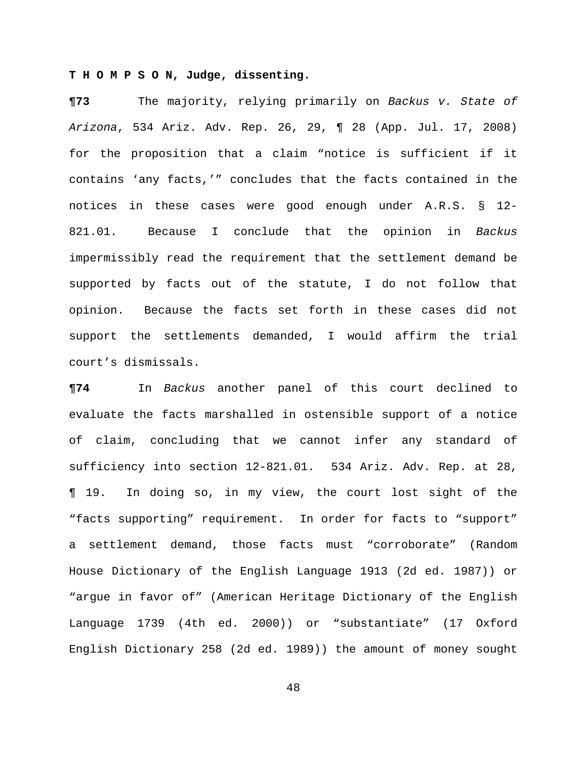**T H O M P S O N, Judge, dissenting.**

**¶73** The majority, relying primarily on *Backus v. State of Arizona*, 534 Ariz. Adv. Rep. 26, 29, ¶ 28 (App. Jul. 17, 2008) for the proposition that a claim "notice is sufficient if it contains 'any facts,'" concludes that the facts contained in the notices in these cases were good enough under A.R.S. § 12-821.01. Because I conclude that the opinion in *Backus* impermissibly read the requirement that the settlement demand be supported by facts out of the statute, I do not follow that opinion. Because the facts set forth in these cases did not support the settlements demanded, I would affirm the trial court's dismissals.

**¶74** In *Backus* another panel of this court declined to evaluate the facts marshalled in ostensible support of a notice of claim, concluding that we cannot infer any standard of sufficiency into section 12-821.01. 534 Ariz. Adv. Rep. at 28, ¶ 19. In doing so, in my view, the court lost sight of the "facts supporting" requirement. In order for facts to "support" a settlement demand, those facts must "corroborate" (Random House Dictionary of the English Language 1913 (2d ed. 1987)) or "argue in favor of" (American Heritage Dictionary of the English Language 1739 (4th ed. 2000)) or "substantiate" (17 Oxford English Dictionary 258 (2d ed. 1989)) the amount of money sought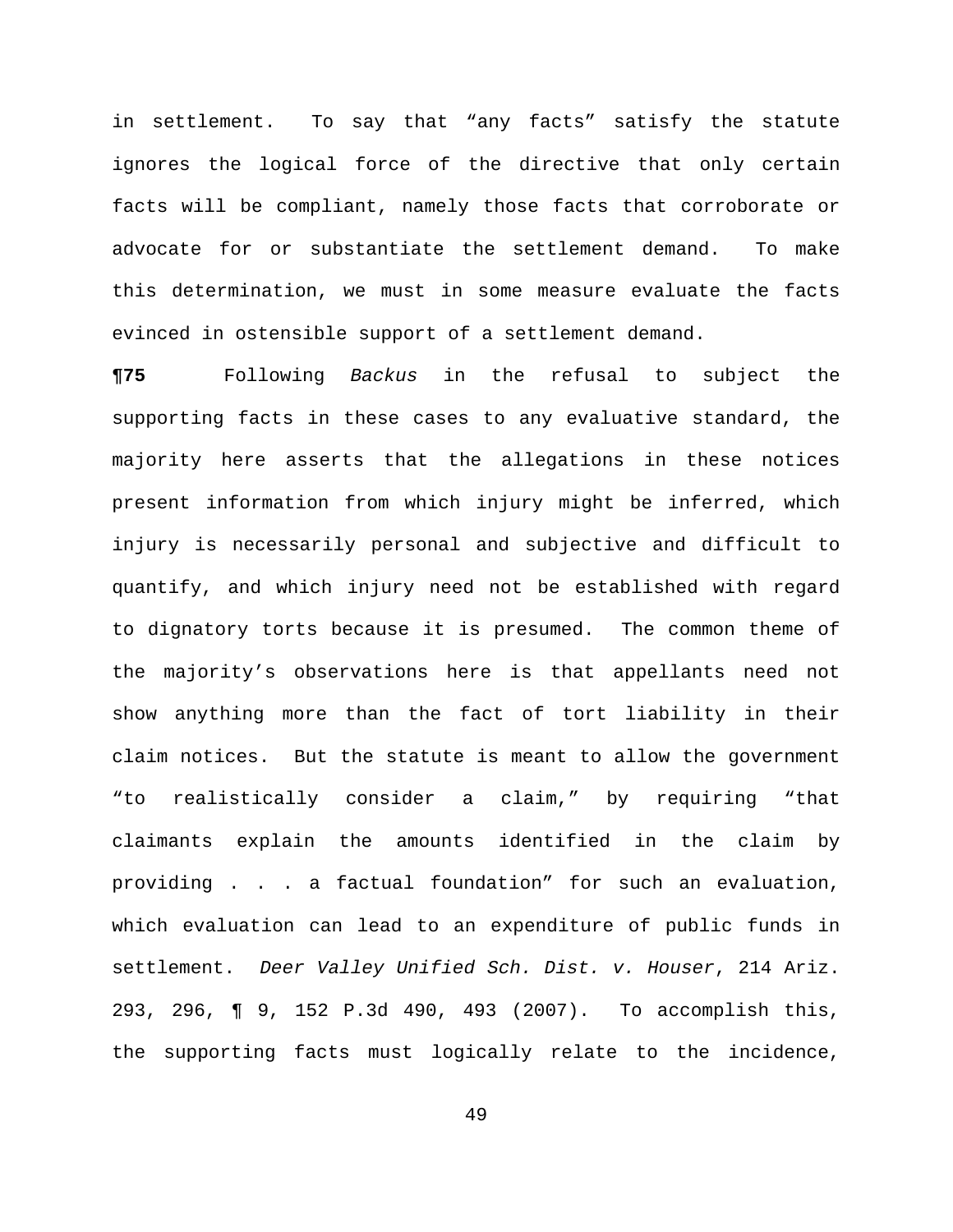in settlement. To say that "any facts" satisfy the statute ignores the logical force of the directive that only certain facts will be compliant, namely those facts that corroborate or advocate for or substantiate the settlement demand. To make this determination, we must in some measure evaluate the facts evinced in ostensible support of a settlement demand.

**¶75** Following *Backus* in the refusal to subject the supporting facts in these cases to any evaluative standard, the majority here asserts that the allegations in these notices present information from which injury might be inferred, which injury is necessarily personal and subjective and difficult to quantify, and which injury need not be established with regard to dignatory torts because it is presumed. The common theme of the majority's observations here is that appellants need not show anything more than the fact of tort liability in their claim notices. But the statute is meant to allow the government "to realistically consider a claim," by requiring "that claimants explain the amounts identified in the claim by providing . . . a factual foundation" for such an evaluation, which evaluation can lead to an expenditure of public funds in settlement. *Deer Valley Unified Sch. Dist. v. Houser*, 214 Ariz. 293, 296, ¶ 9, 152 P.3d 490, 493 (2007). To accomplish this, the supporting facts must logically relate to the incidence,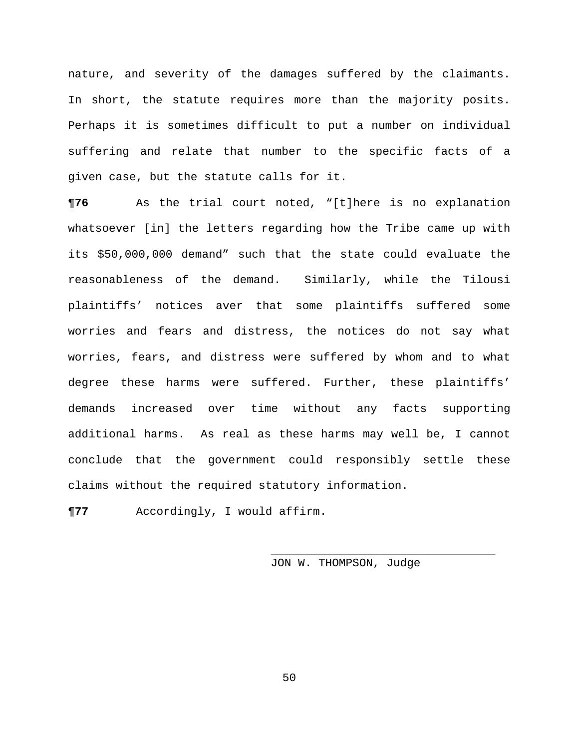nature, and severity of the damages suffered by the claimants. In short, the statute requires more than the majority posits. Perhaps it is sometimes difficult to put a number on individual suffering and relate that number to the specific facts of a given case, but the statute calls for it.

**¶76** As the trial court noted, "[t]here is no explanation whatsoever [in] the letters regarding how the Tribe came up with its $50,000,000 demand" such that the state could evaluate the reasonableness of the demand. Similarly, while the Tilousi plaintiffs' notices aver that some plaintiffs suffered some worries and fears and distress, the notices do not say what worries, fears, and distress were suffered by whom and to what degree these harms were suffered. Further, these plaintiffs' demands increased over time without any facts supporting additional harms. As real as these harms may well be, I cannot conclude that the government could responsibly settle these claims without the required statutory information.

**¶77** Accordingly, I would affirm.

\_\_\_\_\_\_\_\_\_\_\_\_\_\_\_\_\_\_\_\_\_\_\_\_\_\_\_\_\_\_\_\_\_\_

JON W. THOMPSON, Judge